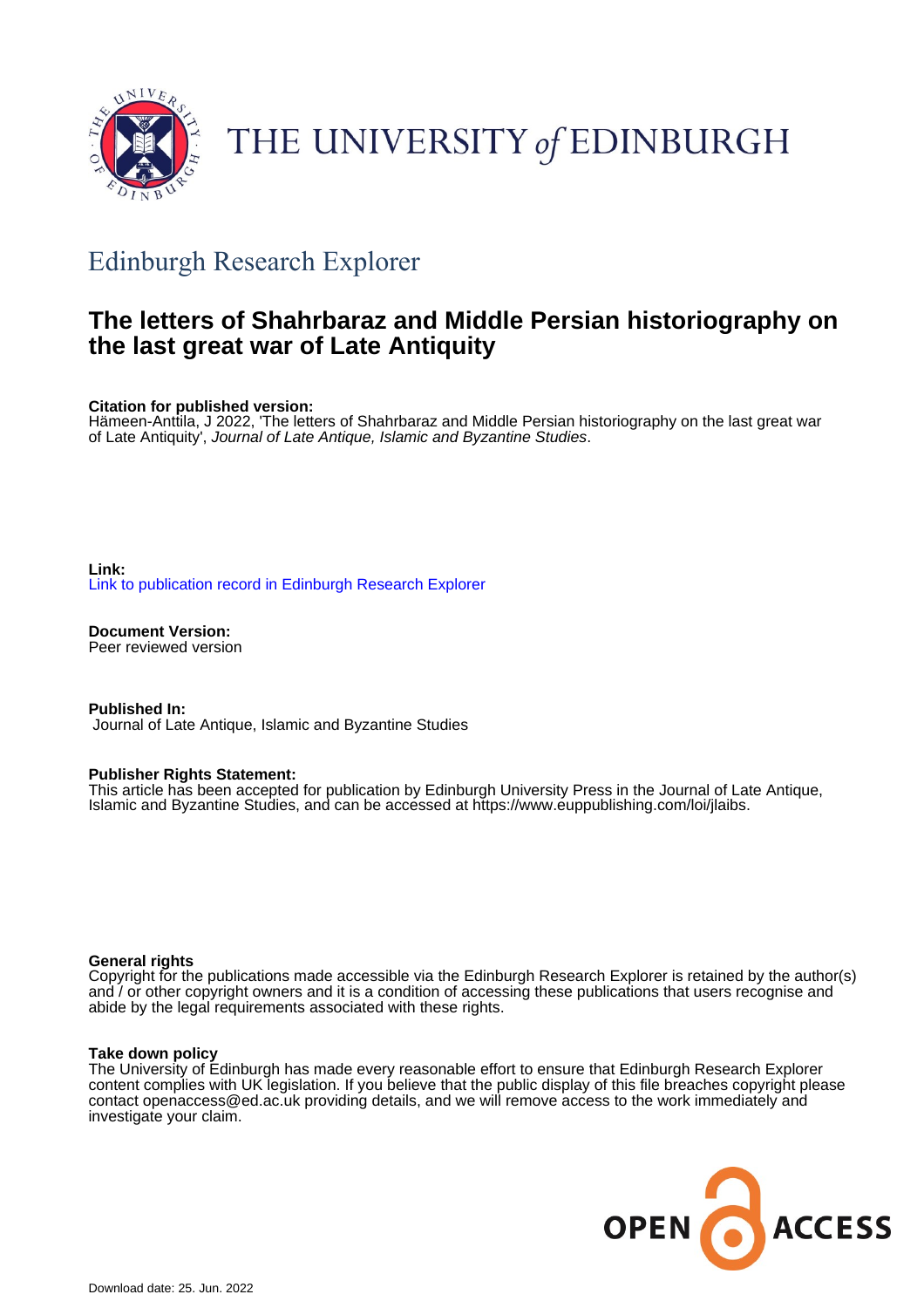THE UNIVERSITY *of* EDINBURGH

## Edinburgh Research Explorer

# The letters of Shahrbaraz and Middle Persian historiography on the last great war of Late Antiquity

**Citation for published version:**
Hämeen-Anttila, J 2022, 'The letters of Shahrbaraz and Middle Persian historiography on the last great war of Late Antiquity', *Journal of Late Antique, Islamic and Byzantine Studies*.

**Link:**
Link to publication record in Edinburgh Research Explorer

**Document Version:**
Peer reviewed version

**Published In:**
Journal of Late Antique, Islamic and Byzantine Studies

**Publisher Rights Statement:**
This article has been accepted for publication by Edinburgh University Press in the Journal of Late Antique, Islamic and Byzantine Studies, and can be accessed at https://www.euppublishing.com/loi/jlaibs.

**General rights**
Copyright for the publications made accessible via the Edinburgh Research Explorer is retained by the author(s) and / or other copyright owners and it is a condition of accessing these publications that users recognise and abide by the legal requirements associated with these rights.

**Take down policy**
The University of Edinburgh has made every reasonable effort to ensure that Edinburgh Research Explorer content complies with UK legislation. If you believe that the public display of this file breaches copyright please contact openaccess@ed.ac.uk providing details, and we will remove access to the work immediately and investigate your claim.

OPEN ACCESS

Download date: 25. Jun. 2022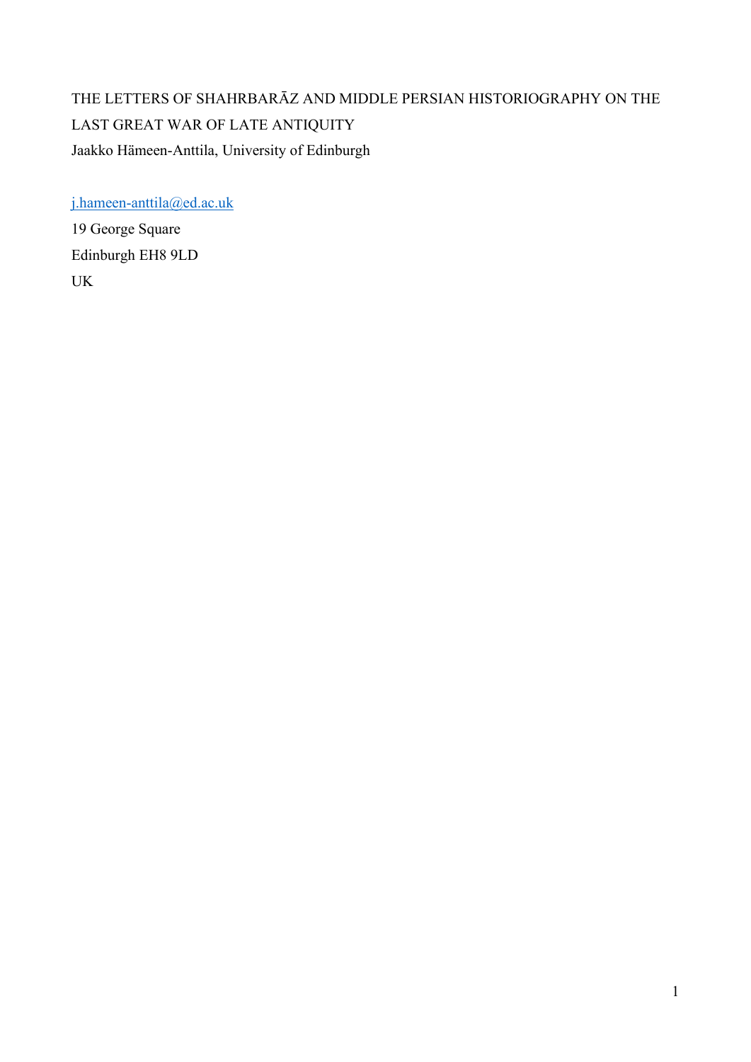THE LETTERS OF SHAHRBARĀZ AND MIDDLE PERSIAN HISTORIOGRAPHY ON THE LAST GREAT WAR OF LATE ANTIQUITY

Jaakko Hämeen-Anttila, University of Edinburgh

j.hameen-anttila@ed.ac.uk

19 George Square

Edinburgh EH8 9LD

UK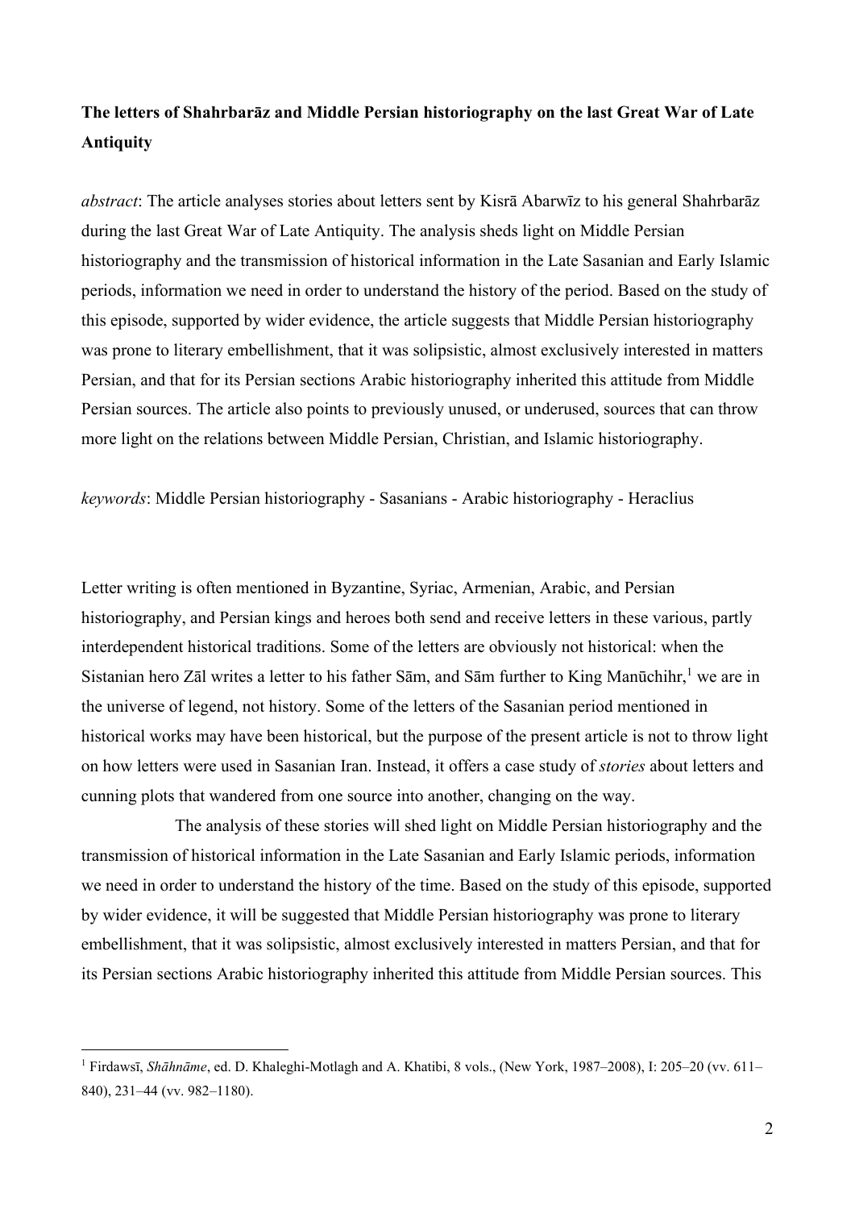**The letters of Shahrbarāz and Middle Persian historiography on the last Great War of Late Antiquity**

*abstract*: The article analyses stories about letters sent by Kisrā Abarwīz to his general Shahrbarāz during the last Great War of Late Antiquity. The analysis sheds light on Middle Persian historiography and the transmission of historical information in the Late Sasanian and Early Islamic periods, information we need in order to understand the history of the period. Based on the study of this episode, supported by wider evidence, the article suggests that Middle Persian historiography was prone to literary embellishment, that it was solipsistic, almost exclusively interested in matters Persian, and that for its Persian sections Arabic historiography inherited this attitude from Middle Persian sources. The article also points to previously unused, or underused, sources that can throw more light on the relations between Middle Persian, Christian, and Islamic historiography.

*keywords*: Middle Persian historiography - Sasanians - Arabic historiography - Heraclius

Letter writing is often mentioned in Byzantine, Syriac, Armenian, Arabic, and Persian historiography, and Persian kings and heroes both send and receive letters in these various, partly interdependent historical traditions. Some of the letters are obviously not historical: when the Sistanian hero Zāl writes a letter to his father Sām, and Sām further to King Manūchihr,[1] we are in the universe of legend, not history. Some of the letters of the Sasanian period mentioned in historical works may have been historical, but the purpose of the present article is not to throw light on how letters were used in Sasanian Iran. Instead, it offers a case study of *stories* about letters and cunning plots that wandered from one source into another, changing on the way.

The analysis of these stories will shed light on Middle Persian historiography and the transmission of historical information in the Late Sasanian and Early Islamic periods, information we need in order to understand the history of the time. Based on the study of this episode, supported by wider evidence, it will be suggested that Middle Persian historiography was prone to literary embellishment, that it was solipsistic, almost exclusively interested in matters Persian, and that for its Persian sections Arabic historiography inherited this attitude from Middle Persian sources. This

[1] Firdawsī, *Shāhnāme*, ed. D. Khaleghi-Motlagh and A. Khatibi, 8 vols., (New York, 1987–2008), I: 205–20 (vv. 611–840), 231–44 (vv. 982–1180).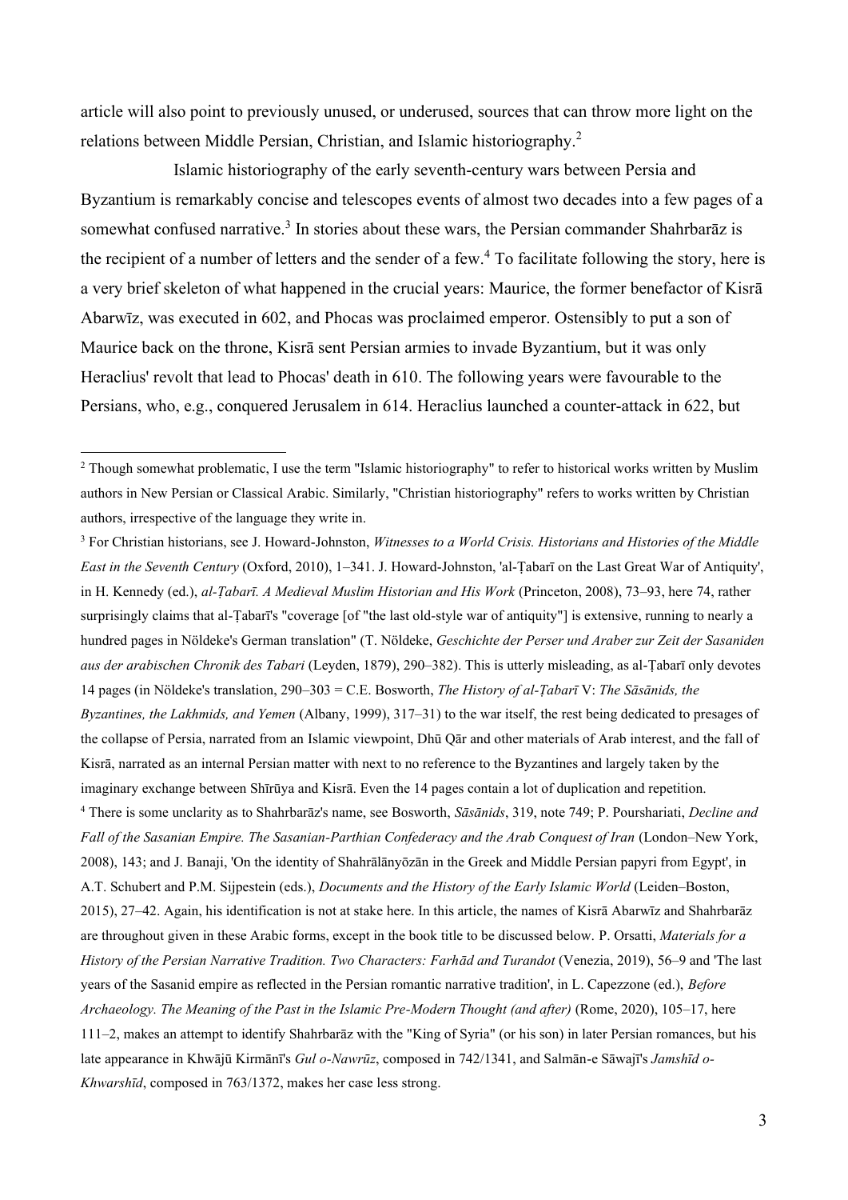article will also point to previously unused, or underused, sources that can throw more light on the relations between Middle Persian, Christian, and Islamic historiography.[2]

Islamic historiography of the early seventh-century wars between Persia and Byzantium is remarkably concise and telescopes events of almost two decades into a few pages of a somewhat confused narrative.[3] In stories about these wars, the Persian commander Shahrbarāz is the recipient of a number of letters and the sender of a few.[4] To facilitate following the story, here is a very brief skeleton of what happened in the crucial years: Maurice, the former benefactor of Kisrā Abarwīz, was executed in 602, and Phocas was proclaimed emperor. Ostensibly to put a son of Maurice back on the throne, Kisrā sent Persian armies to invade Byzantium, but it was only Heraclius' revolt that lead to Phocas' death in 610. The following years were favourable to the Persians, who, e.g., conquered Jerusalem in 614. Heraclius launched a counter-attack in 622, but

---

[2] Though somewhat problematic, I use the term "Islamic historiography" to refer to historical works written by Muslim authors in New Persian or Classical Arabic. Similarly, "Christian historiography" refers to works written by Christian authors, irrespective of the language they write in.

[3] For Christian historians, see J. Howard-Johnston, *Witnesses to a World Crisis. Historians and Histories of the Middle East in the Seventh Century* (Oxford, 2010), 1–341. J. Howard-Johnston, 'al-Ṭabarī on the Last Great War of Antiquity', in H. Kennedy (ed.), *al-Ṭabarī. A Medieval Muslim Historian and His Work* (Princeton, 2008), 73–93, here 74, rather surprisingly claims that al-Ṭabarī's "coverage [of "the last old-style war of antiquity"] is extensive, running to nearly a hundred pages in Nöldeke's German translation" (T. Nöldeke, *Geschichte der Perser und Araber zur Zeit der Sasaniden aus der arabischen Chronik des Tabari* (Leyden, 1879), 290–382). This is utterly misleading, as al-Ṭabarī only devotes 14 pages (in Nöldeke's translation, 290–303 = C.E. Bosworth, *The History of al-Ṭabarī* V: *The Sāsānids, the Byzantines, the Lakhmids, and Yemen* (Albany, 1999), 317–31) to the war itself, the rest being dedicated to presages of the collapse of Persia, narrated from an Islamic viewpoint, Dhū Qār and other materials of Arab interest, and the fall of Kisrā, narrated as an internal Persian matter with next to no reference to the Byzantines and largely taken by the imaginary exchange between Shīrūya and Kisrā. Even the 14 pages contain a lot of duplication and repetition.

[4] There is some unclarity as to Shahrbarāz's name, see Bosworth, *Sāsānids*, 319, note 749; P. Pourshariati, *Decline and Fall of the Sasanian Empire. The Sasanian-Parthian Confederacy and the Arab Conquest of Iran* (London–New York, 2008), 143; and J. Banaji, 'On the identity of Shahrālānyōzān in the Greek and Middle Persian papyri from Egypt', in A.T. Schubert and P.M. Sijpestein (eds.), *Documents and the History of the Early Islamic World* (Leiden–Boston, 2015), 27–42. Again, his identification is not at stake here. In this article, the names of Kisrā Abarwīz and Shahrbarāz are throughout given in these Arabic forms, except in the book title to be discussed below. P. Orsatti, *Materials for a History of the Persian Narrative Tradition. Two Characters: Farhād and Turandot* (Venezia, 2019), 56–9 and 'The last years of the Sasanid empire as reflected in the Persian romantic narrative tradition', in L. Capezzone (ed.), *Before Archaeology. The Meaning of the Past in the Islamic Pre-Modern Thought (and after)* (Rome, 2020), 105–17, here 111–2, makes an attempt to identify Shahrbarāz with the "King of Syria" (or his son) in later Persian romances, but his late appearance in Khwājū Kirmānī's *Gul o-Nawrūz*, composed in 742/1341, and Salmān-e Sāwajī's *Jamshīd o-Khwarshīd*, composed in 763/1372, makes her case less strong.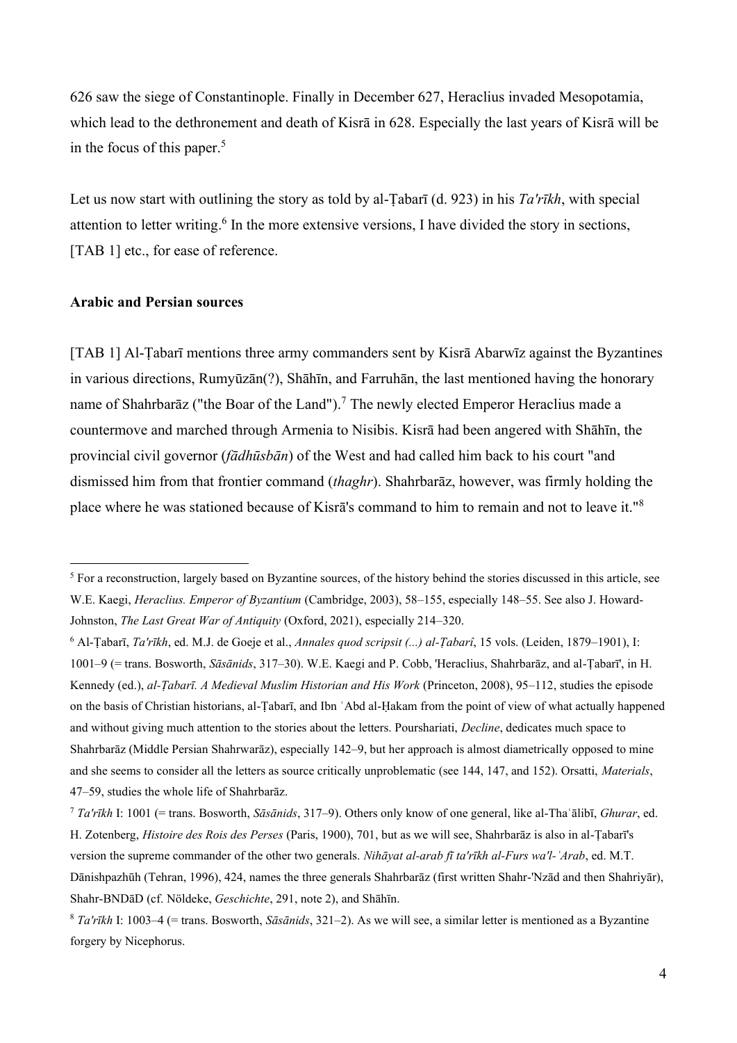626 saw the siege of Constantinople. Finally in December 627, Heraclius invaded Mesopotamia, which lead to the dethronement and death of Kisrā in 628. Especially the last years of Kisrā will be in the focus of this paper.[5]

Let us now start with outlining the story as told by al-Ṭabarī (d. 923) in his *Ta'rīkh*, with special attention to letter writing.[6] In the more extensive versions, I have divided the story in sections, [TAB 1] etc., for ease of reference.

**Arabic and Persian sources**

[TAB 1] Al-Ṭabarī mentions three army commanders sent by Kisrā Abarwīz against the Byzantines in various directions, Rumyūzān(?), Shāhīn, and Farruhān, the last mentioned having the honorary name of Shahrbarāz ("the Boar of the Land").[7] The newly elected Emperor Heraclius made a countermove and marched through Armenia to Nisibis. Kisrā had been angered with Shāhīn, the provincial civil governor (*fādhūsbān*) of the West and had called him back to his court "and dismissed him from that frontier command (*thaghr*). Shahrbarāz, however, was firmly holding the place where he was stationed because of Kisrā's command to him to remain and not to leave it."[8]

---

[5] For a reconstruction, largely based on Byzantine sources, of the history behind the stories discussed in this article, see W.E. Kaegi, *Heraclius. Emperor of Byzantium* (Cambridge, 2003), 58–155, especially 148–55. See also J. Howard-Johnston, *The Last Great War of Antiquity* (Oxford, 2021), especially 214–320.

[6] Al-Ṭabarī, *Ta'rīkh*, ed. M.J. de Goeje et al., *Annales quod scripsit (...) al-Ṭabarî*, 15 vols. (Leiden, 1879–1901), I: 1001–9 (= trans. Bosworth, *Sāsānids*, 317–30). W.E. Kaegi and P. Cobb, 'Heraclius, Shahrbarāz, and al-Ṭabarī', in H. Kennedy (ed.), *al-Ṭabarī. A Medieval Muslim Historian and His Work* (Princeton, 2008), 95–112, studies the episode on the basis of Christian historians, al-Ṭabarī, and Ibn ʿAbd al-Ḥakam from the point of view of what actually happened and without giving much attention to the stories about the letters. Pourshariati, *Decline*, dedicates much space to Shahrbarāz (Middle Persian Shahrwarāz), especially 142–9, but her approach is almost diametrically opposed to mine and she seems to consider all the letters as source critically unproblematic (see 144, 147, and 152). Orsatti, *Materials*, 47–59, studies the whole life of Shahrbarāz.

[7] *Ta'rīkh* I: 1001 (= trans. Bosworth, *Sāsānids*, 317–9). Others only know of one general, like al-Thaʿālibī, *Ghurar*, ed. H. Zotenberg, *Histoire des Rois des Perses* (Paris, 1900), 701, but as we will see, Shahrbarāz is also in al-Ṭabarī's version the supreme commander of the other two generals. *Nihāyat al-arab fī ta'rīkh al-Furs wa'l-ʿArab*, ed. M.T. Dānishpazhūh (Tehran, 1996), 424, names the three generals Shahrbarāz (first written Shahr-'Nzād and then Shahriyār), Shahr-BNDāD (cf. Nöldeke, *Geschichte*, 291, note 2), and Shāhīn.

[8] *Ta'rīkh* I: 1003–4 (= trans. Bosworth, *Sāsānids*, 321–2). As we will see, a similar letter is mentioned as a Byzantine forgery by Nicephorus.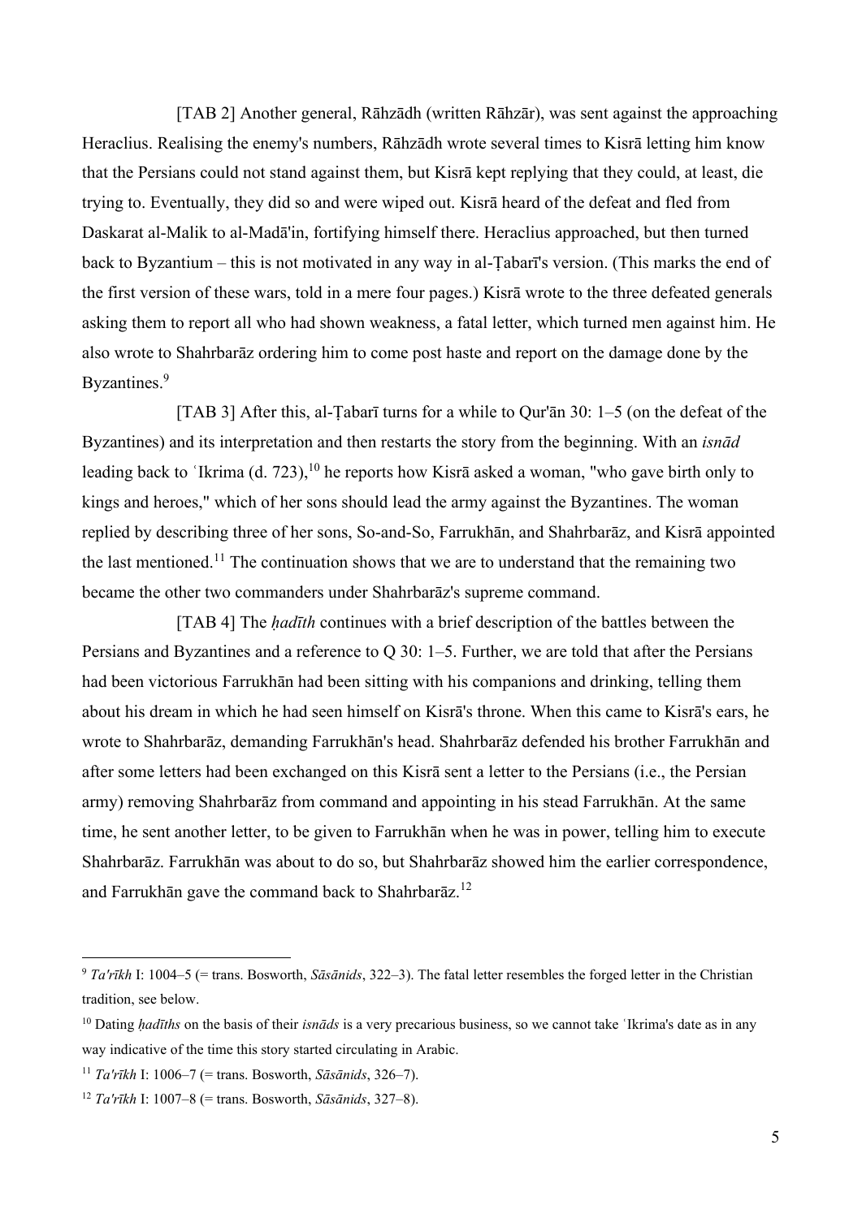[TAB 2] Another general, Rāhzādh (written Rāhzār), was sent against the approaching Heraclius. Realising the enemy's numbers, Rāhzādh wrote several times to Kisrā letting him know that the Persians could not stand against them, but Kisrā kept replying that they could, at least, die trying to. Eventually, they did so and were wiped out. Kisrā heard of the defeat and fled from Daskarat al-Malik to al-Madā'in, fortifying himself there. Heraclius approached, but then turned back to Byzantium – this is not motivated in any way in al-Ṭabarī's version. (This marks the end of the first version of these wars, told in a mere four pages.) Kisrā wrote to the three defeated generals asking them to report all who had shown weakness, a fatal letter, which turned men against him. He also wrote to Shahrbarāz ordering him to come post haste and report on the damage done by the Byzantines.[9]

[TAB 3] After this, al-Ṭabarī turns for a while to Qur'ān 30: 1–5 (on the defeat of the Byzantines) and its interpretation and then restarts the story from the beginning. With an *isnād* leading back to ʿIkrima (d. 723),[10] he reports how Kisrā asked a woman, "who gave birth only to kings and heroes," which of her sons should lead the army against the Byzantines. The woman replied by describing three of her sons, So-and-So, Farrukhān, and Shahrbarāz, and Kisrā appointed the last mentioned.[11] The continuation shows that we are to understand that the remaining two became the other two commanders under Shahrbarāz's supreme command.

[TAB 4] The *ḥadīth* continues with a brief description of the battles between the Persians and Byzantines and a reference to Q 30: 1–5. Further, we are told that after the Persians had been victorious Farrukhān had been sitting with his companions and drinking, telling them about his dream in which he had seen himself on Kisrā's throne. When this came to Kisrā's ears, he wrote to Shahrbarāz, demanding Farrukhān's head. Shahrbarāz defended his brother Farrukhān and after some letters had been exchanged on this Kisrā sent a letter to the Persians (i.e., the Persian army) removing Shahrbarāz from command and appointing in his stead Farrukhān. At the same time, he sent another letter, to be given to Farrukhān when he was in power, telling him to execute Shahrbarāz. Farrukhān was about to do so, but Shahrbarāz showed him the earlier correspondence, and Farrukhān gave the command back to Shahrbarāz.[12]

---

[9] *Ta'rīkh* I: 1004–5 (= trans. Bosworth, *Sāsānids*, 322–3). The fatal letter resembles the forged letter in the Christian tradition, see below.

[10] Dating *ḥadīths* on the basis of their *isnāds* is a very precarious business, so we cannot take ʿIkrima's date as in any way indicative of the time this story started circulating in Arabic.

[11] *Ta'rīkh* I: 1006–7 (= trans. Bosworth, *Sāsānids*, 326–7).

[12] *Ta'rīkh* I: 1007–8 (= trans. Bosworth, *Sāsānids*, 327–8).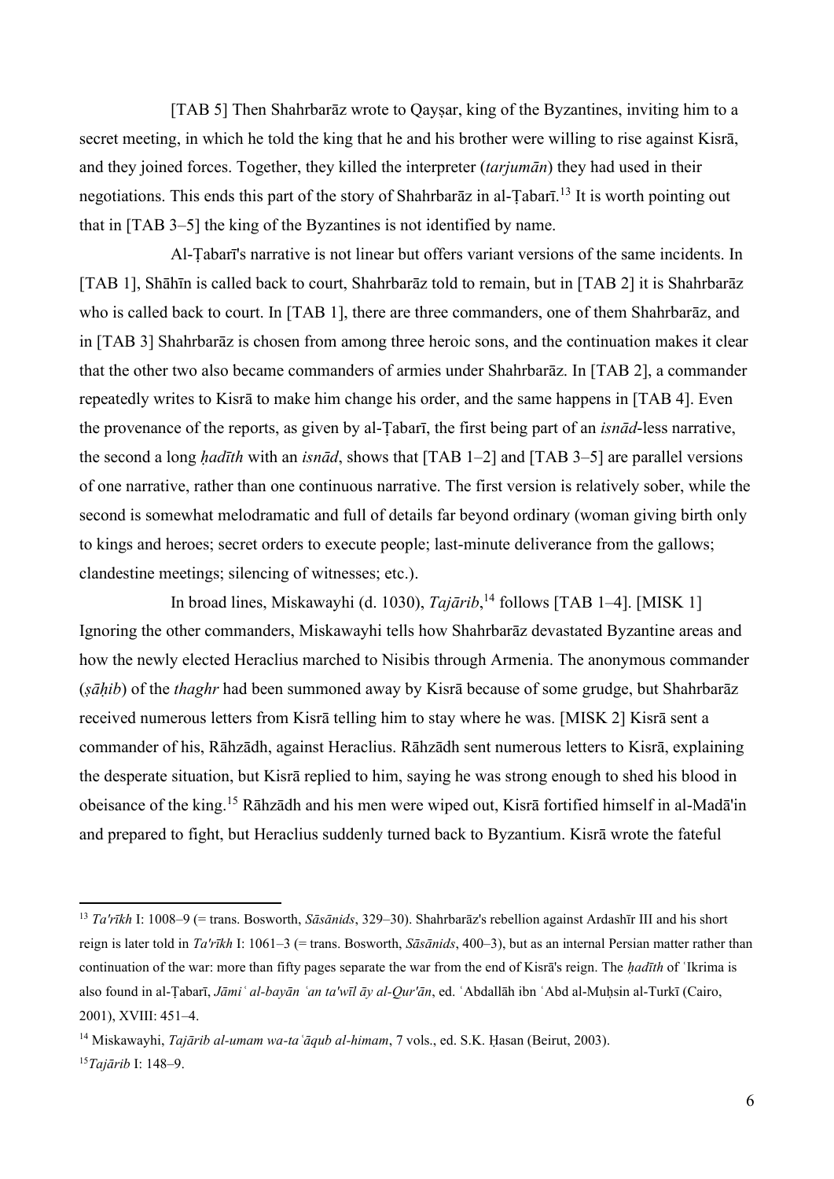[TAB 5] Then Shahrbarāz wrote to Qayṣar, king of the Byzantines, inviting him to a secret meeting, in which he told the king that he and his brother were willing to rise against Kisrā, and they joined forces. Together, they killed the interpreter (*tarjumān*) they had used in their negotiations. This ends this part of the story of Shahrbarāz in al-Ṭabarī.[13] It is worth pointing out that in [TAB 3–5] the king of the Byzantines is not identified by name.

Al-Ṭabarī's narrative is not linear but offers variant versions of the same incidents. In [TAB 1], Shāhīn is called back to court, Shahrbarāz told to remain, but in [TAB 2] it is Shahrbarāz who is called back to court. In [TAB 1], there are three commanders, one of them Shahrbarāz, and in [TAB 3] Shahrbarāz is chosen from among three heroic sons, and the continuation makes it clear that the other two also became commanders of armies under Shahrbarāz. In [TAB 2], a commander repeatedly writes to Kisrā to make him change his order, and the same happens in [TAB 4]. Even the provenance of the reports, as given by al-Ṭabarī, the first being part of an *isnād*-less narrative, the second a long *ḥadīth* with an *isnād*, shows that [TAB 1–2] and [TAB 3–5] are parallel versions of one narrative, rather than one continuous narrative. The first version is relatively sober, while the second is somewhat melodramatic and full of details far beyond ordinary (woman giving birth only to kings and heroes; secret orders to execute people; last-minute deliverance from the gallows; clandestine meetings; silencing of witnesses; etc.).

In broad lines, Miskawayhi (d. 1030), *Tajārib*,[14] follows [TAB 1–4]. [MISK 1] Ignoring the other commanders, Miskawayhi tells how Shahrbarāz devastated Byzantine areas and how the newly elected Heraclius marched to Nisibis through Armenia. The anonymous commander (*ṣāḥib*) of the *thaghr* had been summoned away by Kisrā because of some grudge, but Shahrbarāz received numerous letters from Kisrā telling him to stay where he was. [MISK 2] Kisrā sent a commander of his, Rāhzādh, against Heraclius. Rāhzādh sent numerous letters to Kisrā, explaining the desperate situation, but Kisrā replied to him, saying he was strong enough to shed his blood in obeisance of the king.[15] Rāhzādh and his men were wiped out, Kisrā fortified himself in al-Madā'in and prepared to fight, but Heraclius suddenly turned back to Byzantium. Kisrā wrote the fateful

---

[13] *Ta'rīkh* I: 1008–9 (= trans. Bosworth, *Sāsānids*, 329–30). Shahrbarāz's rebellion against Ardashīr III and his short reign is later told in *Ta'rīkh* I: 1061–3 (= trans. Bosworth, *Sāsānids*, 400–3), but as an internal Persian matter rather than continuation of the war: more than fifty pages separate the war from the end of Kisrā's reign. The *ḥadīth* of ʿIkrima is also found in al-Ṭabarī, *Jāmiʿ al-bayān ʿan ta'wīl āy al-Qur'ān*, ed. ʿAbdallāh ibn ʿAbd al-Muḥsin al-Turkī (Cairo, 2001), XVIII: 451–4.

[14] Miskawayhi, *Tajārib al-umam wa-taʿāqub al-himam*, 7 vols., ed. S.K. Ḥasan (Beirut, 2003).

[15] *Tajārib* I: 148–9.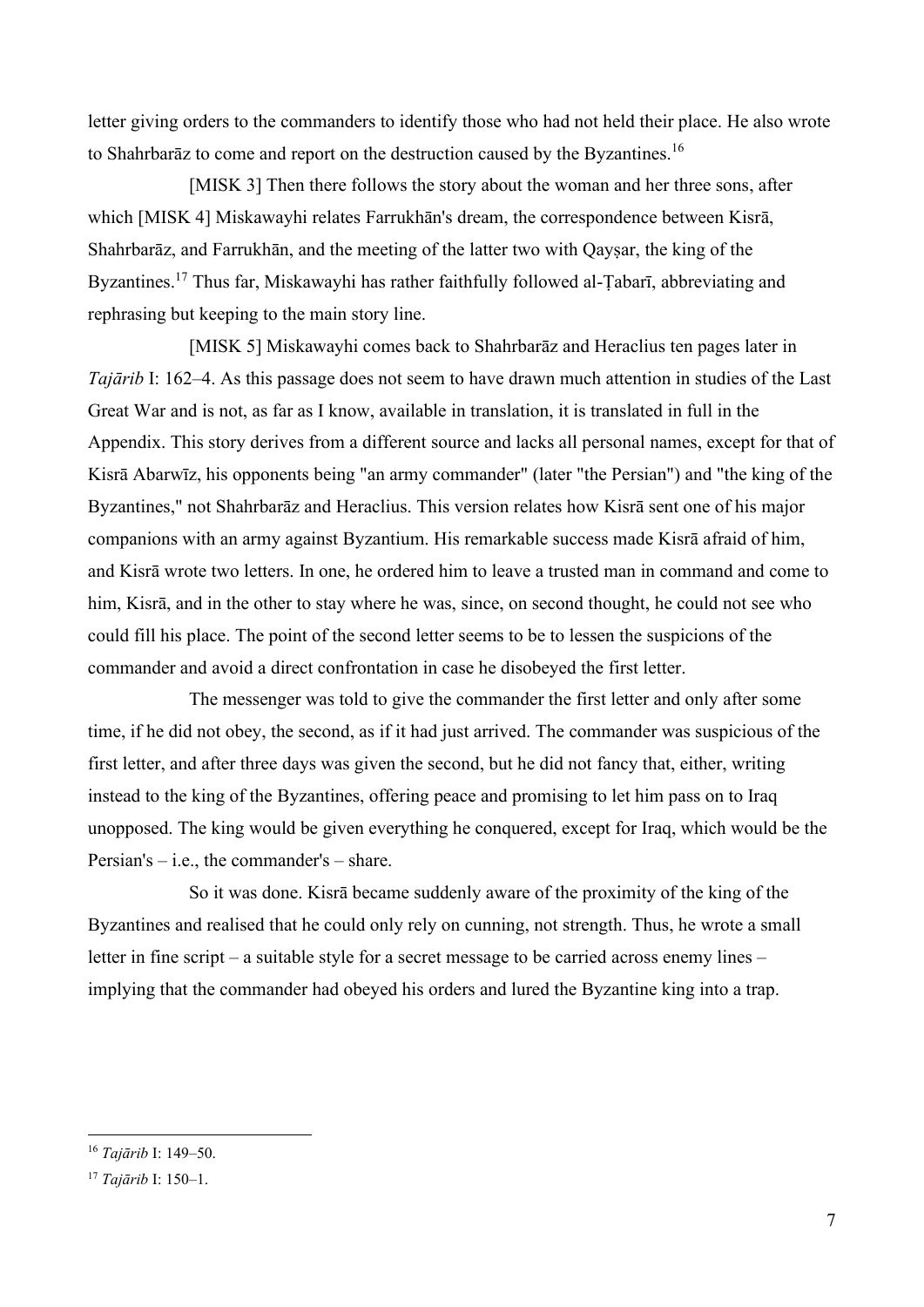letter giving orders to the commanders to identify those who had not held their place. He also wrote to Shahrbarāz to come and report on the destruction caused by the Byzantines.[16]

[MISK 3] Then there follows the story about the woman and her three sons, after which [MISK 4] Miskawayhi relates Farrukhān's dream, the correspondence between Kisrā, Shahrbarāz, and Farrukhān, and the meeting of the latter two with Qayṣar, the king of the Byzantines.[17] Thus far, Miskawayhi has rather faithfully followed al-Ṭabarī, abbreviating and rephrasing but keeping to the main story line.

[MISK 5] Miskawayhi comes back to Shahrbarāz and Heraclius ten pages later in *Tajārib* I: 162–4. As this passage does not seem to have drawn much attention in studies of the Last Great War and is not, as far as I know, available in translation, it is translated in full in the Appendix. This story derives from a different source and lacks all personal names, except for that of Kisrā Abarwīz, his opponents being "an army commander" (later "the Persian") and "the king of the Byzantines," not Shahrbarāz and Heraclius. This version relates how Kisrā sent one of his major companions with an army against Byzantium. His remarkable success made Kisrā afraid of him, and Kisrā wrote two letters. In one, he ordered him to leave a trusted man in command and come to him, Kisrā, and in the other to stay where he was, since, on second thought, he could not see who could fill his place. The point of the second letter seems to be to lessen the suspicions of the commander and avoid a direct confrontation in case he disobeyed the first letter.

The messenger was told to give the commander the first letter and only after some time, if he did not obey, the second, as if it had just arrived. The commander was suspicious of the first letter, and after three days was given the second, but he did not fancy that, either, writing instead to the king of the Byzantines, offering peace and promising to let him pass on to Iraq unopposed. The king would be given everything he conquered, except for Iraq, which would be the Persian's – i.e., the commander's – share.

So it was done. Kisrā became suddenly aware of the proximity of the king of the Byzantines and realised that he could only rely on cunning, not strength. Thus, he wrote a small letter in fine script – a suitable style for a secret message to be carried across enemy lines – implying that the commander had obeyed his orders and lured the Byzantine king into a trap.

---

[16] *Tajārib* I: 149–50.

[17] *Tajārib* I: 150–1.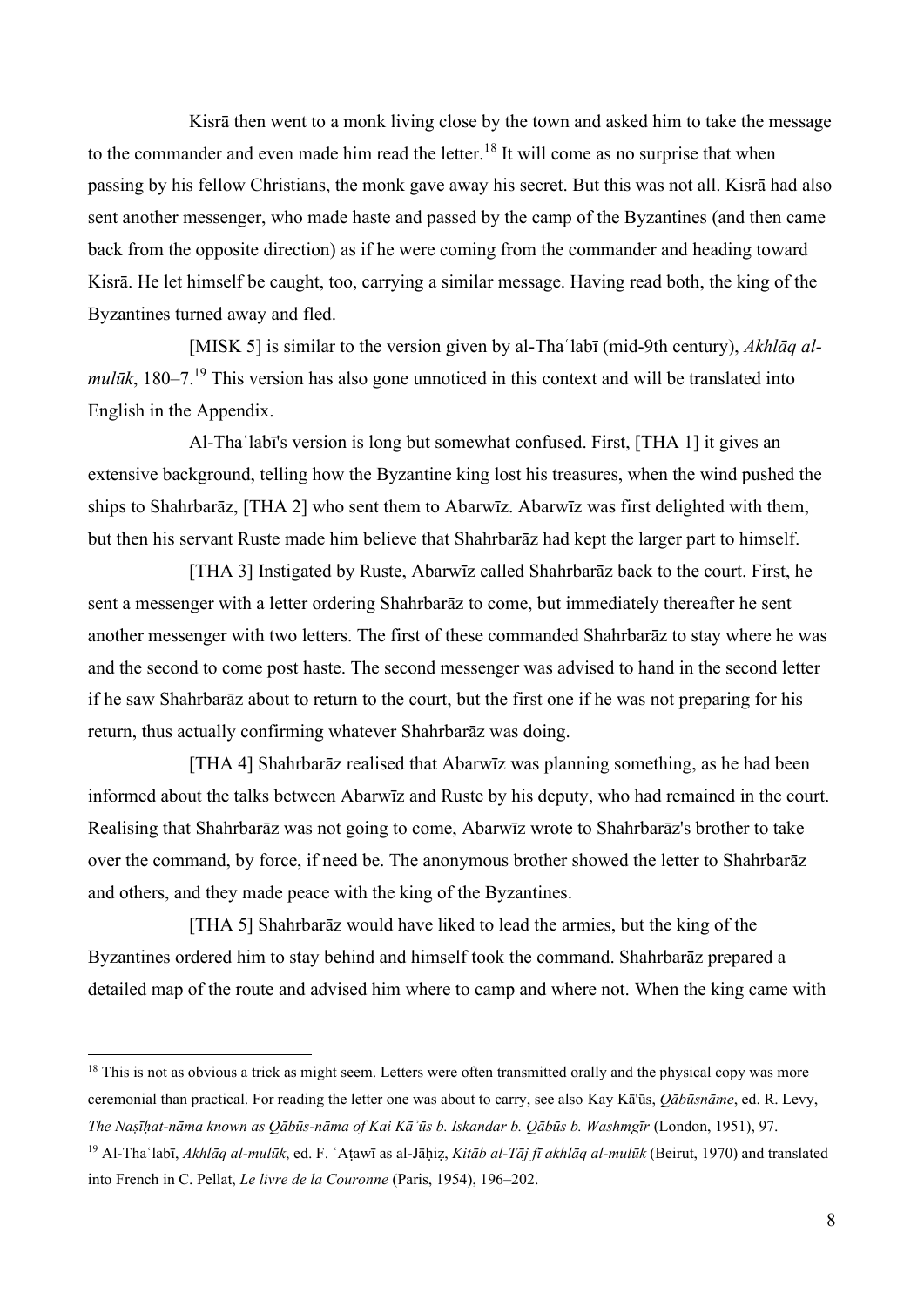Kisrā then went to a monk living close by the town and asked him to take the message to the commander and even made him read the letter.[18] It will come as no surprise that when passing by his fellow Christians, the monk gave away his secret. But this was not all. Kisrā had also sent another messenger, who made haste and passed by the camp of the Byzantines (and then came back from the opposite direction) as if he were coming from the commander and heading toward Kisrā. He let himself be caught, too, carrying a similar message. Having read both, the king of the Byzantines turned away and fled.

[MISK 5] is similar to the version given by al-Thaʿlabī (mid-9th century), *Akhlāq al-mulūk*, 180–7.[19] This version has also gone unnoticed in this context and will be translated into English in the Appendix.

Al-Thaʿlabī's version is long but somewhat confused. First, [THA 1] it gives an extensive background, telling how the Byzantine king lost his treasures, when the wind pushed the ships to Shahrbarāz, [THA 2] who sent them to Abarwīz. Abarwīz was first delighted with them, but then his servant Ruste made him believe that Shahrbarāz had kept the larger part to himself.

[THA 3] Instigated by Ruste, Abarwīz called Shahrbarāz back to the court. First, he sent a messenger with a letter ordering Shahrbarāz to come, but immediately thereafter he sent another messenger with two letters. The first of these commanded Shahrbarāz to stay where he was and the second to come post haste. The second messenger was advised to hand in the second letter if he saw Shahrbarāz about to return to the court, but the first one if he was not preparing for his return, thus actually confirming whatever Shahrbarāz was doing.

[THA 4] Shahrbarāz realised that Abarwīz was planning something, as he had been informed about the talks between Abarwīz and Ruste by his deputy, who had remained in the court. Realising that Shahrbarāz was not going to come, Abarwīz wrote to Shahrbarāz's brother to take over the command, by force, if need be. The anonymous brother showed the letter to Shahrbarāz and others, and they made peace with the king of the Byzantines.

[THA 5] Shahrbarāz would have liked to lead the armies, but the king of the Byzantines ordered him to stay behind and himself took the command. Shahrbarāz prepared a detailed map of the route and advised him where to camp and where not. When the king came with

---

[18] This is not as obvious a trick as might seem. Letters were often transmitted orally and the physical copy was more ceremonial than practical. For reading the letter one was about to carry, see also Kay Kā'ūs, *Qābūsnāme*, ed. R. Levy, *The Naṣīḥat-nāma known as Qābūs-nāma of Kai Kāʾūs b. Iskandar b. Qābūs b. Washmgīr* (London, 1951), 97.

[19] Al-Thaʿlabī, *Akhlāq al-mulūk*, ed. F. ʿAṭawī as al-Jāḥiẓ, *Kitāb al-Tāj fī akhlāq al-mulūk* (Beirut, 1970) and translated into French in C. Pellat, *Le livre de la Couronne* (Paris, 1954), 196–202.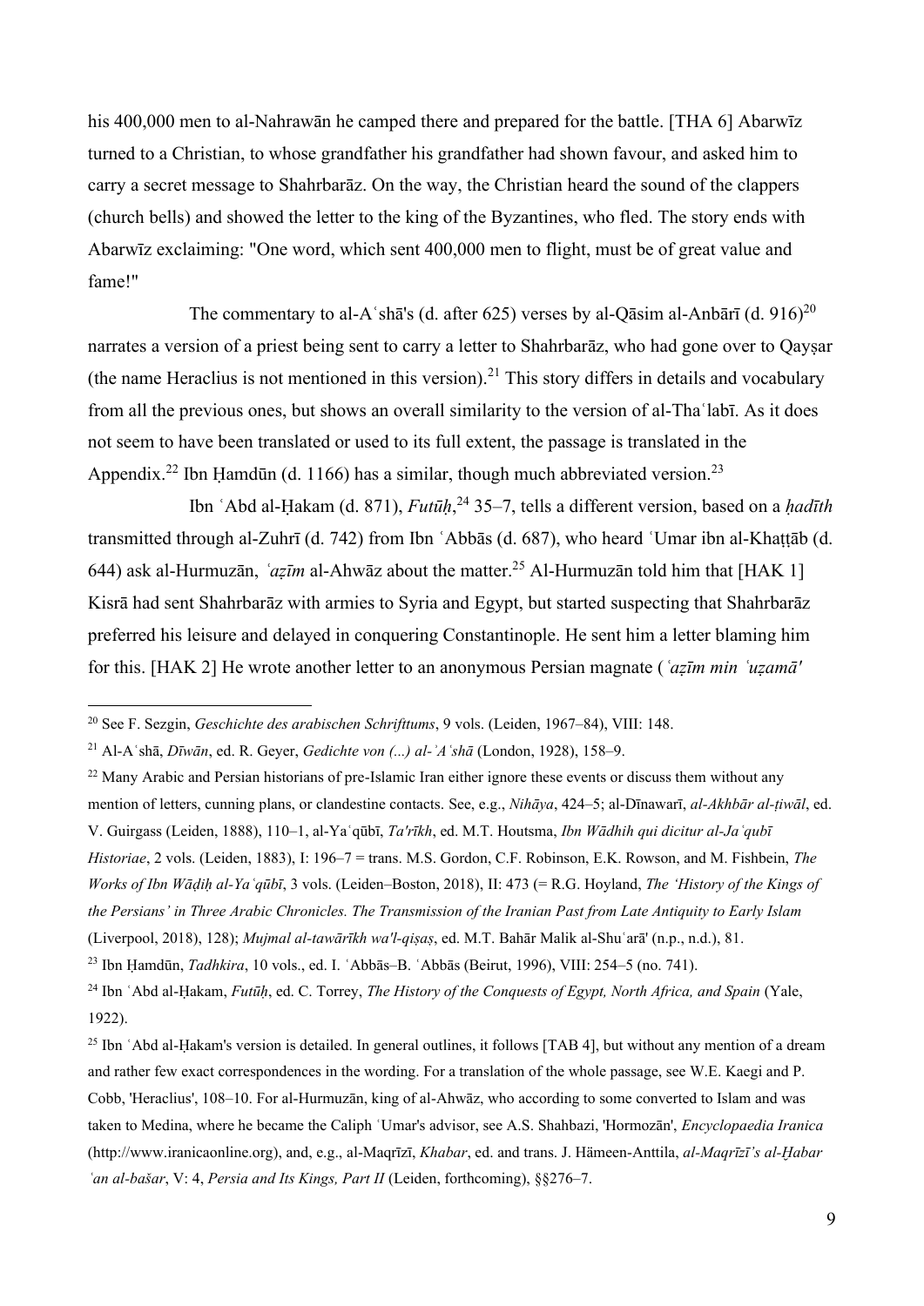his 400,000 men to al-Nahrawān he camped there and prepared for the battle. [THA 6] Abarwīz turned to a Christian, to whose grandfather his grandfather had shown favour, and asked him to carry a secret message to Shahrbarāz. On the way, the Christian heard the sound of the clappers (church bells) and showed the letter to the king of the Byzantines, who fled. The story ends with Abarwīz exclaiming: "One word, which sent 400,000 men to flight, must be of great value and fame!"

The commentary to al-Aʿshā's (d. after 625) verses by al-Qāsim al-Anbārī (d. 916)[20] narrates a version of a priest being sent to carry a letter to Shahrbarāz, who had gone over to Qayṣar (the name Heraclius is not mentioned in this version).[21] This story differs in details and vocabulary from all the previous ones, but shows an overall similarity to the version of al-Thaʿlabī. As it does not seem to have been translated or used to its full extent, the passage is translated in the Appendix.[22] Ibn Ḥamdūn (d. 1166) has a similar, though much abbreviated version.[23]

Ibn ʿAbd al-Ḥakam (d. 871), *Futūḥ*,[24] 35–7, tells a different version, based on a *ḥadīth* transmitted through al-Zuhrī (d. 742) from Ibn ʿAbbās (d. 687), who heard ʿUmar ibn al-Khaṭṭāb (d. 644) ask al-Hurmuzān, *ʿaẓīm* al-Ahwāz about the matter.[25] Al-Hurmuzān told him that [HAK 1] Kisrā had sent Shahrbarāz with armies to Syria and Egypt, but started suspecting that Shahrbarāz preferred his leisure and delayed in conquering Constantinople. He sent him a letter blaming him for this. [HAK 2] He wrote another letter to an anonymous Persian magnate (*ʿaẓīm min ʿuẓamā'*

---

[20] See F. Sezgin, *Geschichte des arabischen Schrifttums*, 9 vols. (Leiden, 1967–84), VIII: 148.

[21] Al-Aʿshā, *Dīwān*, ed. R. Geyer, *Gedichte von (...) al-ʾAʿshā* (London, 1928), 158–9.

[22] Many Arabic and Persian historians of pre-Islamic Iran either ignore these events or discuss them without any mention of letters, cunning plans, or clandestine contacts. See, e.g., *Nihāya*, 424–5; al-Dīnawarī, *al-Akhbār al-ṭiwāl*, ed. V. Guirgass (Leiden, 1888), 110–1, al-Yaʿqūbī, *Ta'rīkh*, ed. M.T. Houtsma, *Ibn Wādhih qui dicitur al-Jaʿqubī Historiae*, 2 vols. (Leiden, 1883), I: 196–7 = trans. M.S. Gordon, C.F. Robinson, E.K. Rowson, and M. Fishbein, *The Works of Ibn Wāḍiḥ al-Yaʿqūbī*, 3 vols. (Leiden–Boston, 2018), II: 473 (= R.G. Hoyland, *The 'History of the Kings of the Persians' in Three Arabic Chronicles. The Transmission of the Iranian Past from Late Antiquity to Early Islam* (Liverpool, 2018), 128); *Mujmal al-tawārīkh wa'l-qiṣaṣ*, ed. M.T. Bahār Malik al-Shuʿarā' (n.p., n.d.), 81.

[23] Ibn Ḥamdūn, *Tadhkira*, 10 vols., ed. I. ʿAbbās–B. ʿAbbās (Beirut, 1996), VIII: 254–5 (no. 741).

[24] Ibn ʿAbd al-Ḥakam, *Futūḥ*, ed. C. Torrey, *The History of the Conquests of Egypt, North Africa, and Spain* (Yale, 1922).

[25] Ibn ʿAbd al-Ḥakam's version is detailed. In general outlines, it follows [TAB 4], but without any mention of a dream and rather few exact correspondences in the wording. For a translation of the whole passage, see W.E. Kaegi and P. Cobb, 'Heraclius', 108–10. For al-Hurmuzān, king of al-Ahwāz, who according to some converted to Islam and was taken to Medina, where he became the Caliph ʿUmar's advisor, see A.S. Shahbazi, 'Hormozān', *Encyclopaedia Iranica* (http://www.iranicaonline.org), and, e.g., al-Maqrīzī, *Khabar*, ed. and trans. J. Hämeen-Anttila, *al-Maqrīzī's al-Ḫabar ʿan al-bašar*, V: 4, *Persia and Its Kings, Part II* (Leiden, forthcoming), §§276–7.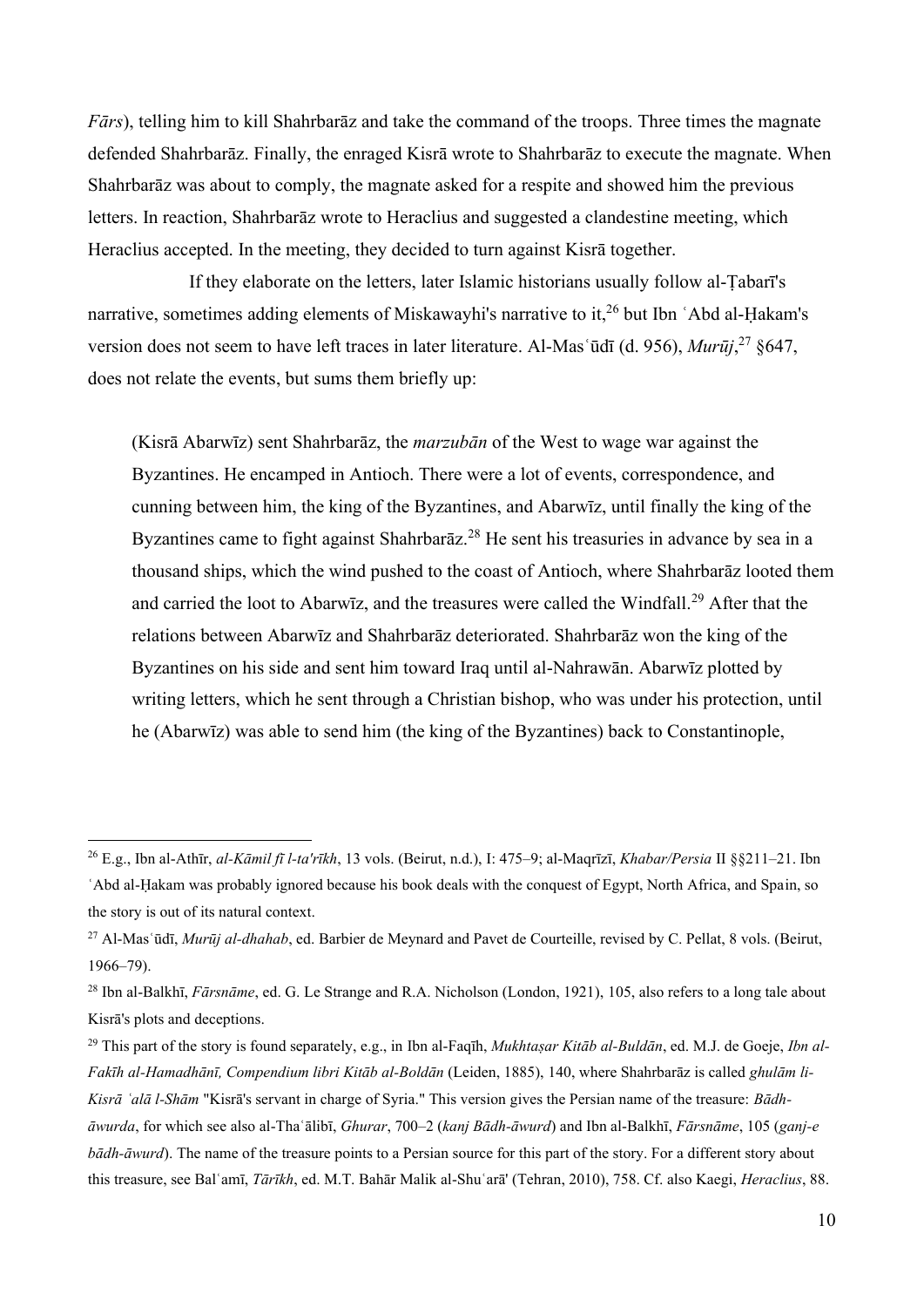*Fārs*), telling him to kill Shahrbarāz and take the command of the troops. Three times the magnate defended Shahrbarāz. Finally, the enraged Kisrā wrote to Shahrbarāz to execute the magnate. When Shahrbarāz was about to comply, the magnate asked for a respite and showed him the previous letters. In reaction, Shahrbarāz wrote to Heraclius and suggested a clandestine meeting, which Heraclius accepted. In the meeting, they decided to turn against Kisrā together.

If they elaborate on the letters, later Islamic historians usually follow al-Ṭabarī's narrative, sometimes adding elements of Miskawayhi's narrative to it,[26] but Ibn ʿAbd al-Ḥakam's version does not seem to have left traces in later literature. Al-Masʿūdī (d. 956), *Murūj*,[27] §647, does not relate the events, but sums them briefly up:

> (Kisrā Abarwīz) sent Shahrbarāz, the *marzubān* of the West to wage war against the Byzantines. He encamped in Antioch. There were a lot of events, correspondence, and cunning between him, the king of the Byzantines, and Abarwīz, until finally the king of the Byzantines came to fight against Shahrbarāz.[28] He sent his treasuries in advance by sea in a thousand ships, which the wind pushed to the coast of Antioch, where Shahrbarāz looted them and carried the loot to Abarwīz, and the treasures were called the Windfall.[29] After that the relations between Abarwīz and Shahrbarāz deteriorated. Shahrbarāz won the king of the Byzantines on his side and sent him toward Iraq until al-Nahrawān. Abarwīz plotted by writing letters, which he sent through a Christian bishop, who was under his protection, until he (Abarwīz) was able to send him (the king of the Byzantines) back to Constantinople,

---

[26] E.g., Ibn al-Athīr, *al-Kāmil fī l-ta'rīkh*, 13 vols. (Beirut, n.d.), I: 475–9; al-Maqrīzī, *Khabar/Persia* II §§211–21. Ibn ʿAbd al-Ḥakam was probably ignored because his book deals with the conquest of Egypt, North Africa, and Spain, so the story is out of its natural context.

[27] Al-Masʿūdī, *Murūj al-dhahab*, ed. Barbier de Meynard and Pavet de Courteille, revised by C. Pellat, 8 vols. (Beirut, 1966–79).

[28] Ibn al-Balkhī, *Fārsnāme*, ed. G. Le Strange and R.A. Nicholson (London, 1921), 105, also refers to a long tale about Kisrā's plots and deceptions.

[29] This part of the story is found separately, e.g., in Ibn al-Faqīh, *Mukhtaṣar Kitāb al-Buldān*, ed. M.J. de Goeje, *Ibn al-Fakīh al-Hamadhānī, Compendium libri Kitāb al-Boldān* (Leiden, 1885), 140, where Shahrbarāz is called *ghulām li-Kisrā ʿalā l-Shām* "Kisrā's servant in charge of Syria." This version gives the Persian name of the treasure: *Bādh-āwurda*, for which see also al-Thaʿālibī, *Ghurar*, 700–2 (*kanj Bādh-āwurd*) and Ibn al-Balkhī, *Fārsnāme*, 105 (*ganj-e bādh-āwurd*). The name of the treasure points to a Persian source for this part of the story. For a different story about this treasure, see Balʿamī, *Tārīkh*, ed. M.T. Bahār Malik al-Shuʿarā' (Tehran, 2010), 758. Cf. also Kaegi, *Heraclius*, 88.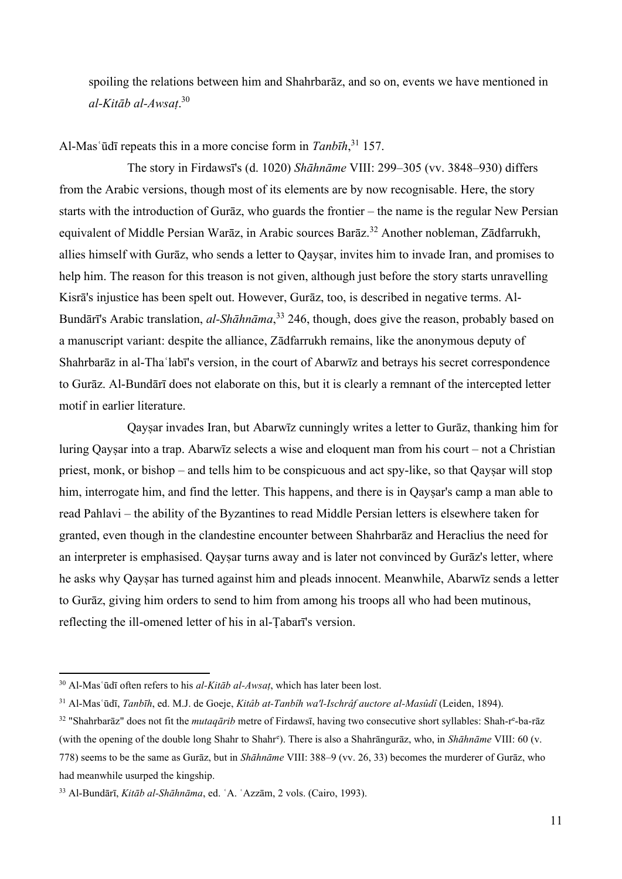spoiling the relations between him and Shahrbarāz, and so on, events we have mentioned in *al-Kitāb al-Awsaṭ*.[30]

Al-Masʿūdī repeats this in a more concise form in *Tanbīh*,[31] 157.

The story in Firdawsī's (d. 1020) *Shāhnāme* VIII: 299–305 (vv. 3848–930) differs from the Arabic versions, though most of its elements are by now recognisable. Here, the story starts with the introduction of Gurāz, who guards the frontier – the name is the regular New Persian equivalent of Middle Persian Warāz, in Arabic sources Barāz.[32] Another nobleman, Zādfarrukh, allies himself with Gurāz, who sends a letter to Qayṣar, invites him to invade Iran, and promises to help him. The reason for this treason is not given, although just before the story starts unravelling Kisrā's injustice has been spelt out. However, Gurāz, too, is described in negative terms. Al-Bundārī's Arabic translation, *al-Shāhnāma*,[33] 246, though, does give the reason, probably based on a manuscript variant: despite the alliance, Zādfarrukh remains, like the anonymous deputy of Shahrbarāz in al-Thaʿlabī's version, in the court of Abarwīz and betrays his secret correspondence to Gurāz. Al-Bundārī does not elaborate on this, but it is clearly a remnant of the intercepted letter motif in earlier literature.

Qayṣar invades Iran, but Abarwīz cunningly writes a letter to Gurāz, thanking him for luring Qayṣar into a trap. Abarwīz selects a wise and eloquent man from his court – not a Christian priest, monk, or bishop – and tells him to be conspicuous and act spy-like, so that Qayṣar will stop him, interrogate him, and find the letter. This happens, and there is in Qayṣar's camp a man able to read Pahlavi – the ability of the Byzantines to read Middle Persian letters is elsewhere taken for granted, even though in the clandestine encounter between Shahrbarāz and Heraclius the need for an interpreter is emphasised. Qayṣar turns away and is later not convinced by Gurāz's letter, where he asks why Qayṣar has turned against him and pleads innocent. Meanwhile, Abarwīz sends a letter to Gurāz, giving him orders to send to him from among his troops all who had been mutinous, reflecting the ill-omened letter of his in al-Ṭabarī's version.

---

[30] Al-Masʿūdī often refers to his *al-Kitāb al-Awsaṭ*, which has later been lost.

[31] Al-Masʿūdī, *Tanbīh*, ed. M.J. de Goeje, *Kitâb at-Tanbîh wa'l-Ischrâf auctore al-Masûdî* (Leiden, 1894).

[32] "Shahrbarāz" does not fit the *mutaqārib* metre of Firdawsī, having two consecutive short syllables: Shah-r[e]-ba-rāz (with the opening of the double long Shahr to Shahr[e]). There is also a Shahrāngurāz, who, in *Shāhnāme* VIII: 60 (v. 778) seems to be the same as Gurāz, but in *Shāhnāme* VIII: 388–9 (vv. 26, 33) becomes the murderer of Gurāz, who had meanwhile usurped the kingship.

[33] Al-Bundārī, *Kitāb al-Shāhnāma*, ed. ʿA. ʿAzzām, 2 vols. (Cairo, 1993).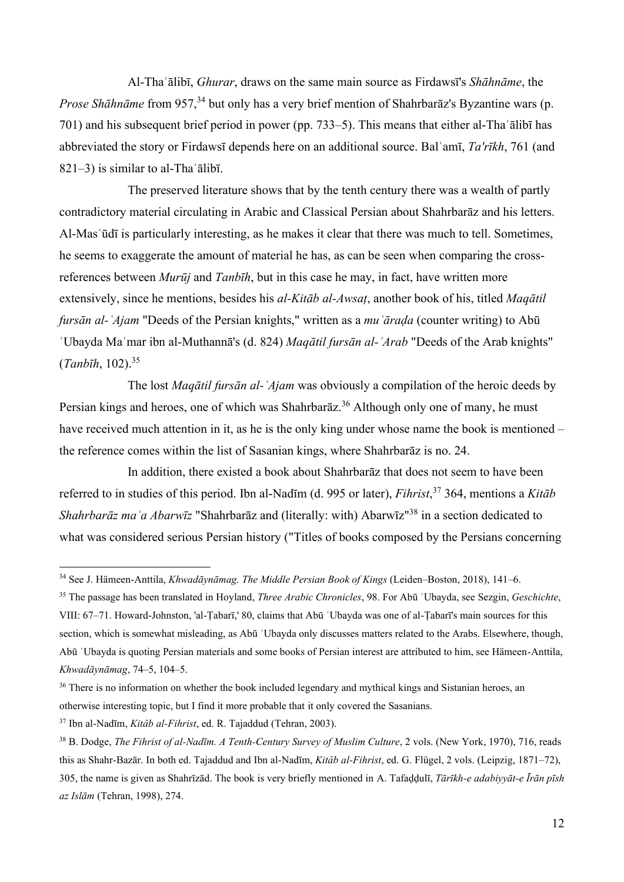Al-Thaʿālibī, *Ghurar*, draws on the same main source as Firdawsī's *Shāhnāme*, the *Prose Shāhnāme* from 957,[34] but only has a very brief mention of Shahrbarāz's Byzantine wars (p. 701) and his subsequent brief period in power (pp. 733–5). This means that either al-Thaʿālibī has abbreviated the story or Firdawsī depends here on an additional source. Balʿamī, *Ta'rīkh*, 761 (and 821–3) is similar to al-Thaʿālibī.

The preserved literature shows that by the tenth century there was a wealth of partly contradictory material circulating in Arabic and Classical Persian about Shahrbarāz and his letters. Al-Masʿūdī is particularly interesting, as he makes it clear that there was much to tell. Sometimes, he seems to exaggerate the amount of material he has, as can be seen when comparing the cross-references between *Murūj* and *Tanbīh*, but in this case he may, in fact, have written more extensively, since he mentions, besides his *al-Kitāb al-Awsaṭ*, another book of his, titled *Maqātil fursān al-ʿAjam* "Deeds of the Persian knights," written as a *muʿāraḍa* (counter writing) to Abū ʿUbayda Maʿmar ibn al-Muthannā's (d. 824) *Maqātil fursān al-ʿArab* "Deeds of the Arab knights" (*Tanbīh*, 102).[35]

The lost *Maqātil fursān al-ʿAjam* was obviously a compilation of the heroic deeds by Persian kings and heroes, one of which was Shahrbarāz.[36] Although only one of many, he must have received much attention in it, as he is the only king under whose name the book is mentioned – the reference comes within the list of Sasanian kings, where Shahrbarāz is no. 24.

In addition, there existed a book about Shahrbarāz that does not seem to have been referred to in studies of this period. Ibn al-Nadīm (d. 995 or later), *Fihrist*,[37] 364, mentions a *Kitāb Shahrbarāz maʿa Abarwīz* "Shahrbarāz and (literally: with) Abarwīz"[38] in a section dedicated to what was considered serious Persian history ("Titles of books composed by the Persians concerning

---

[34] See J. Hämeen-Anttila, *Khwadāynāmag. The Middle Persian Book of Kings* (Leiden–Boston, 2018), 141–6.

[35] The passage has been translated in Hoyland, *Three Arabic Chronicles*, 98. For Abū ʿUbayda, see Sezgin, *Geschichte*, VIII: 67–71. Howard-Johnston, 'al-Ṭabarī,' 80, claims that Abū ʿUbayda was one of al-Ṭabarī's main sources for this section, which is somewhat misleading, as Abū ʿUbayda only discusses matters related to the Arabs. Elsewhere, though, Abū ʿUbayda is quoting Persian materials and some books of Persian interest are attributed to him, see Hämeen-Anttila, *Khwadāynāmag*, 74–5, 104–5.

[36] There is no information on whether the book included legendary and mythical kings and Sistanian heroes, an otherwise interesting topic, but I find it more probable that it only covered the Sasanians.

[37] Ibn al-Nadīm, *Kitâb al-Fihrist*, ed. R. Tajaddud (Tehran, 2003).

[38] B. Dodge, *The Fihrist of al-Nadīm. A Tenth-Century Survey of Muslim Culture*, 2 vols. (New York, 1970), 716, reads this as Shahr-Bazār. In both ed. Tajaddud and Ibn al-Nadīm, *Kitâb al-Fihrist*, ed. G. Flügel, 2 vols. (Leipzig, 1871–72), 305, the name is given as Shahrīzād. The book is very briefly mentioned in A. Tafaḍḍulī, *Tārīkh-e adabiyyāt-e Īrān pīsh az Islām* (Tehran, 1998), 274.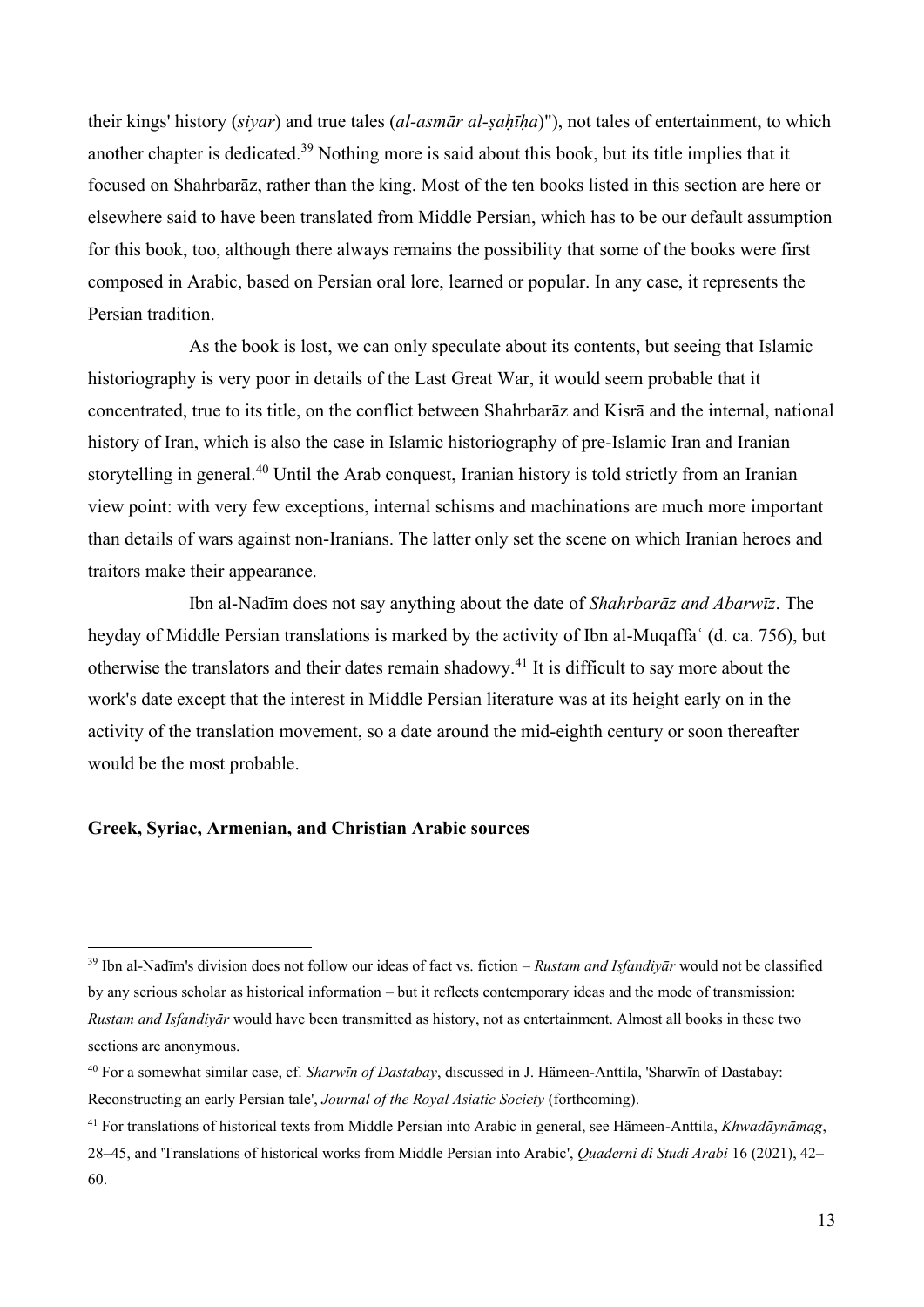their kings' history (*siyar*) and true tales (*al-asmār al-ṣaḥīḥa*)"), not tales of entertainment, to which another chapter is dedicated.[39] Nothing more is said about this book, but its title implies that it focused on Shahrbarāz, rather than the king. Most of the ten books listed in this section are here or elsewhere said to have been translated from Middle Persian, which has to be our default assumption for this book, too, although there always remains the possibility that some of the books were first composed in Arabic, based on Persian oral lore, learned or popular. In any case, it represents the Persian tradition.

As the book is lost, we can only speculate about its contents, but seeing that Islamic historiography is very poor in details of the Last Great War, it would seem probable that it concentrated, true to its title, on the conflict between Shahrbarāz and Kisrā and the internal, national history of Iran, which is also the case in Islamic historiography of pre-Islamic Iran and Iranian storytelling in general.[40] Until the Arab conquest, Iranian history is told strictly from an Iranian view point: with very few exceptions, internal schisms and machinations are much more important than details of wars against non-Iranians. The latter only set the scene on which Iranian heroes and traitors make their appearance.

Ibn al-Nadīm does not say anything about the date of *Shahrbarāz and Abarwīz*. The heyday of Middle Persian translations is marked by the activity of Ibn al-Muqaffaʿ (d. ca. 756), but otherwise the translators and their dates remain shadowy.[41] It is difficult to say more about the work's date except that the interest in Middle Persian literature was at its height early on in the activity of the translation movement, so a date around the mid-eighth century or soon thereafter would be the most probable.

**Greek, Syriac, Armenian, and Christian Arabic sources**

---

[39] Ibn al-Nadīm's division does not follow our ideas of fact vs. fiction – *Rustam and Isfandiyār* would not be classified by any serious scholar as historical information – but it reflects contemporary ideas and the mode of transmission: *Rustam and Isfandiyār* would have been transmitted as history, not as entertainment. Almost all books in these two sections are anonymous.

[40] For a somewhat similar case, cf. *Sharwīn of Dastabay*, discussed in J. Hämeen-Anttila, 'Sharwīn of Dastabay: Reconstructing an early Persian tale', *Journal of the Royal Asiatic Society* (forthcoming).

[41] For translations of historical texts from Middle Persian into Arabic in general, see Hämeen-Anttila, *Khwadāynāmag*, 28–45, and 'Translations of historical works from Middle Persian into Arabic', *Quaderni di Studi Arabi* 16 (2021), 42–60.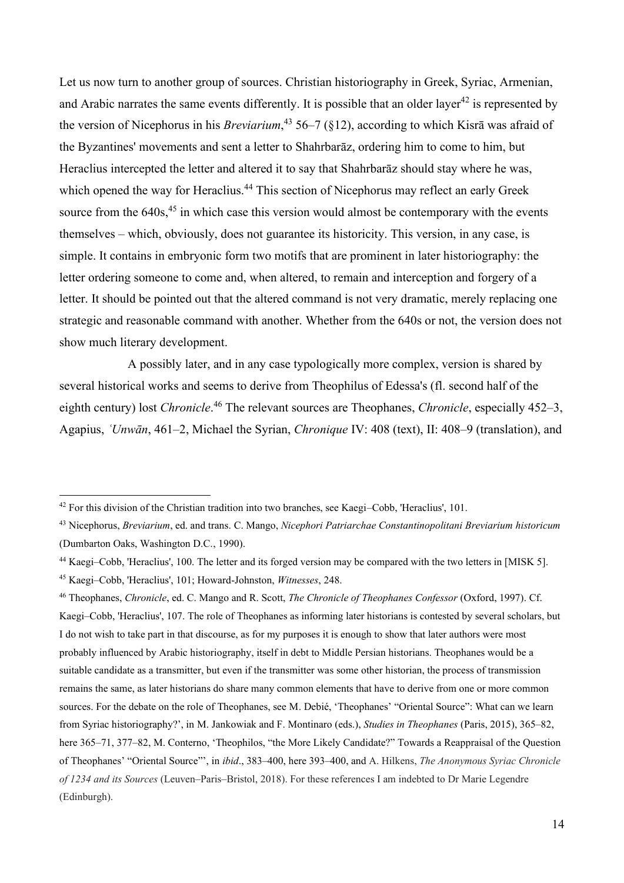Let us now turn to another group of sources. Christian historiography in Greek, Syriac, Armenian, and Arabic narrates the same events differently. It is possible that an older layer[42] is represented by the version of Nicephorus in his *Breviarium*,[43] 56–7 (§12), according to which Kisrā was afraid of the Byzantines' movements and sent a letter to Shahrbarāz, ordering him to come to him, but Heraclius intercepted the letter and altered it to say that Shahrbarāz should stay where he was, which opened the way for Heraclius.[44] This section of Nicephorus may reflect an early Greek source from the 640s,[45] in which case this version would almost be contemporary with the events themselves – which, obviously, does not guarantee its historicity. This version, in any case, is simple. It contains in embryonic form two motifs that are prominent in later historiography: the letter ordering someone to come and, when altered, to remain and interception and forgery of a letter. It should be pointed out that the altered command is not very dramatic, merely replacing one strategic and reasonable command with another. Whether from the 640s or not, the version does not show much literary development.

A possibly later, and in any case typologically more complex, version is shared by several historical works and seems to derive from Theophilus of Edessa's (fl. second half of the eighth century) lost *Chronicle*.[46] The relevant sources are Theophanes, *Chronicle*, especially 452–3, Agapius, *ʿUnwān*, 461–2, Michael the Syrian, *Chronique* IV: 408 (text), II: 408–9 (translation), and

---

[42] For this division of the Christian tradition into two branches, see Kaegi–Cobb, 'Heraclius', 101.

[43] Nicephorus, *Breviarium*, ed. and trans. C. Mango, *Nicephori Patriarchae Constantinopolitani Breviarium historicum* (Dumbarton Oaks, Washington D.C., 1990).

[44] Kaegi–Cobb, 'Heraclius', 100. The letter and its forged version may be compared with the two letters in [MISK 5].

[45] Kaegi–Cobb, 'Heraclius', 101; Howard-Johnston, *Witnesses*, 248.

[46] Theophanes, *Chronicle*, ed. C. Mango and R. Scott, *The Chronicle of Theophanes Confessor* (Oxford, 1997). Cf. Kaegi–Cobb, 'Heraclius', 107. The role of Theophanes as informing later historians is contested by several scholars, but I do not wish to take part in that discourse, as for my purposes it is enough to show that later authors were most probably influenced by Arabic historiography, itself in debt to Middle Persian historians. Theophanes would be a suitable candidate as a transmitter, but even if the transmitter was some other historian, the process of transmission remains the same, as later historians do share many common elements that have to derive from one or more common sources. For the debate on the role of Theophanes, see M. Debié, 'Theophanes' "Oriental Source": What can we learn from Syriac historiography?', in M. Jankowiak and F. Montinaro (eds.), *Studies in Theophanes* (Paris, 2015), 365–82, here 365–71, 377–82, M. Conterno, 'Theophilos, "the More Likely Candidate?" Towards a Reappraisal of the Question of Theophanes' "Oriental Source"', in *ibid*., 383–400, here 393–400, and A. Hilkens, *The Anonymous Syriac Chronicle of 1234 and its Sources* (Leuven–Paris–Bristol, 2018). For these references I am indebted to Dr Marie Legendre (Edinburgh).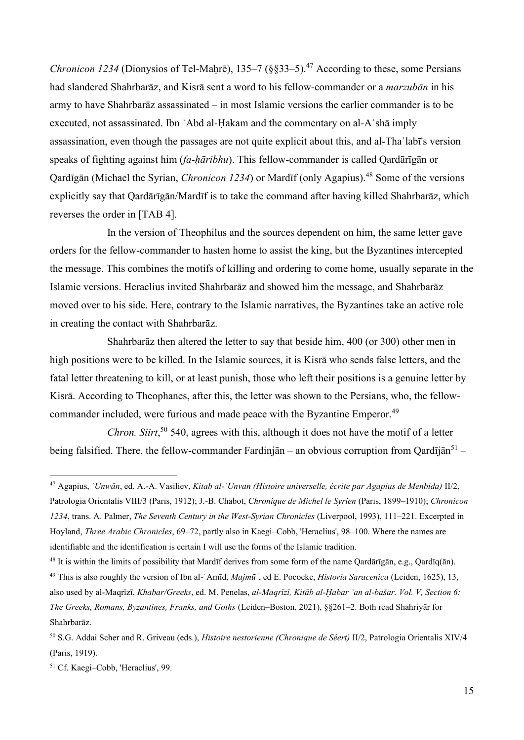*Chronicon 1234* (Dionysios of Tel-Maḥrē), 135–7 (§§33–5).[47] According to these, some Persians had slandered Shahrbarāz, and Kisrā sent a word to his fellow-commander or a *marzubān* in his army to have Shahrbarāz assassinated – in most Islamic versions the earlier commander is to be executed, not assassinated. Ibn ʿAbd al-Ḥakam and the commentary on al-Aʿshā imply assassination, even though the passages are not quite explicit about this, and al-Thaʿlabī's version speaks of fighting against him (*fa-ḥāribhu*). This fellow-commander is called Qardārīgān or Qardīgān (Michael the Syrian, *Chronicon 1234*) or Mardīf (only Agapius).[48] Some of the versions explicitly say that Qardārīgān/Mardīf is to take the command after having killed Shahrbarāz, which reverses the order in [TAB 4].

In the version of Theophilus and the sources dependent on him, the same letter gave orders for the fellow-commander to hasten home to assist the king, but the Byzantines intercepted the message. This combines the motifs of killing and ordering to come home, usually separate in the Islamic versions. Heraclius invited Shahrbarāz and showed him the message, and Shahrbarāz moved over to his side. Here, contrary to the Islamic narratives, the Byzantines take an active role in creating the contact with Shahrbarāz.

Shahrbarāz then altered the letter to say that beside him, 400 (or 300) other men in high positions were to be killed. In the Islamic sources, it is Kisrā who sends false letters, and the fatal letter threatening to kill, or at least punish, those who left their positions is a genuine letter by Kisrā. According to Theophanes, after this, the letter was shown to the Persians, who, the fellow-commander included, were furious and made peace with the Byzantine Emperor.[49]

*Chron. Siirt*,[50] 540, agrees with this, although it does not have the motif of a letter being falsified. There, the fellow-commander Fardinjān – an obvious corruption from Qardījān[51] –

---

[47] Agapius, *ʿUnwān*, ed. A.-A. Vasiliev, *Kitab al-ʿUnvan (Histoire universelle, écrite par Agapius de Menbida)* II/2, Patrologia Orientalis VIII/3 (Paris, 1912); J.-B. Chabot, *Chronique de Michel le Syrien* (Paris, 1899–1910); *Chronicon 1234*, trans. A. Palmer, *The Seventh Century in the West-Syrian Chronicles* (Liverpool, 1993), 111–221. Excerpted in Hoyland, *Three Arabic Chronicles*, 69–72, partly also in Kaegi–Cobb, 'Heraclius', 98–100. Where the names are identifiable and the identification is certain I will use the forms of the Islamic tradition.

[48] It is within the limits of possibility that Mardīf derives from some form of the name Qardārīgān, e.g., Qardīq(ān).

[49] This is also roughly the version of Ibn al-ʿAmīd, *Majmūʿ*, ed E. Pococke, *Historia Saracenica* (Leiden, 1625), 13, also used by al-Maqrīzī, *Khabar/Greeks*, ed. M. Penelas, *al-Maqrīzī, Kitāb al-Ḫabar ʿan al-bašar. Vol. V, Section 6: The Greeks, Romans, Byzantines, Franks, and Goths* (Leiden–Boston, 2021), §§261–2. Both read Shahriyār for Shahrbarāz.

[50] S.G. Addai Scher and R. Griveau (eds.), *Histoire nestorienne (Chronique de Séert)* II/2, Patrologia Orientalis XIV/4 (Paris, 1919).

[51] Cf. Kaegi–Cobb, 'Heraclius', 99.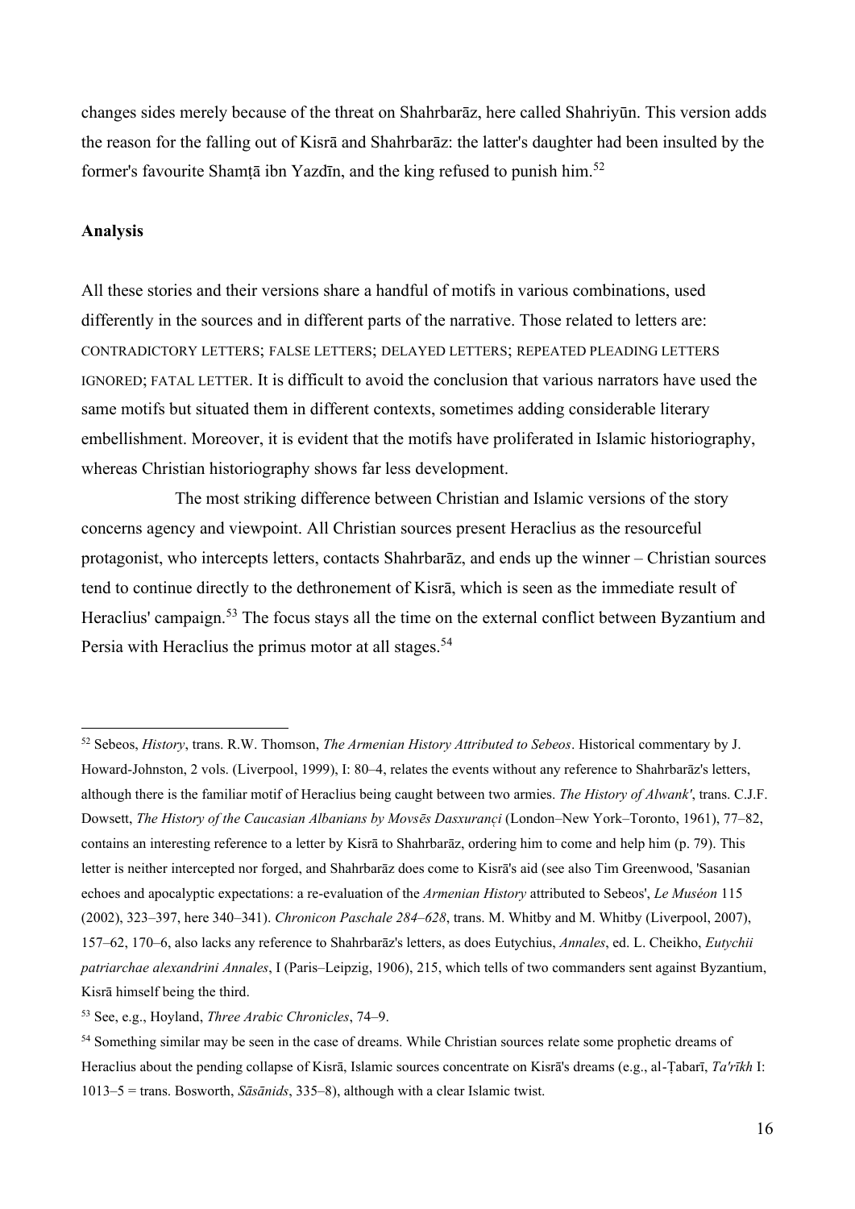changes sides merely because of the threat on Shahrbarāz, here called Shahriyūn. This version adds the reason for the falling out of Kisrā and Shahrbarāz: the latter's daughter had been insulted by the former's favourite Shamṭā ibn Yazdīn, and the king refused to punish him.[52]

**Analysis**

All these stories and their versions share a handful of motifs in various combinations, used differently in the sources and in different parts of the narrative. Those related to letters are: CONTRADICTORY LETTERS; FALSE LETTERS; DELAYED LETTERS; REPEATED PLEADING LETTERS IGNORED; FATAL LETTER. It is difficult to avoid the conclusion that various narrators have used the same motifs but situated them in different contexts, sometimes adding considerable literary embellishment. Moreover, it is evident that the motifs have proliferated in Islamic historiography, whereas Christian historiography shows far less development.

The most striking difference between Christian and Islamic versions of the story concerns agency and viewpoint. All Christian sources present Heraclius as the resourceful protagonist, who intercepts letters, contacts Shahrbarāz, and ends up the winner – Christian sources tend to continue directly to the dethronement of Kisrā, which is seen as the immediate result of Heraclius' campaign.[53] The focus stays all the time on the external conflict between Byzantium and Persia with Heraclius the primus motor at all stages.[54]

---

[52] Sebeos, *History*, trans. R.W. Thomson, *The Armenian History Attributed to Sebeos*. Historical commentary by J. Howard-Johnston, 2 vols. (Liverpool, 1999), I: 80–4, relates the events without any reference to Shahrbarāz's letters, although there is the familiar motif of Heraclius being caught between two armies. *The History of Alwank'*, trans. C.J.F. Dowsett, *The History of the Caucasian Albanians by Movsēs Dasxurançi* (London–New York–Toronto, 1961), 77–82, contains an interesting reference to a letter by Kisrā to Shahrbarāz, ordering him to come and help him (p. 79). This letter is neither intercepted nor forged, and Shahrbarāz does come to Kisrā's aid (see also Tim Greenwood, 'Sasanian echoes and apocalyptic expectations: a re-evaluation of the *Armenian History* attributed to Sebeos', *Le Muséon* 115 (2002), 323–397, here 340–341). *Chronicon Paschale 284–628*, trans. M. Whitby and M. Whitby (Liverpool, 2007), 157–62, 170–6, also lacks any reference to Shahrbarāz's letters, as does Eutychius, *Annales*, ed. L. Cheikho, *Eutychii patriarchae alexandrini Annales*, I (Paris–Leipzig, 1906), 215, which tells of two commanders sent against Byzantium, Kisrā himself being the third.

[53] See, e.g., Hoyland, *Three Arabic Chronicles*, 74–9.

[54] Something similar may be seen in the case of dreams. While Christian sources relate some prophetic dreams of Heraclius about the pending collapse of Kisrā, Islamic sources concentrate on Kisrā's dreams (e.g., al-Ṭabarī, *Ta'rīkh* I: 1013–5 = trans. Bosworth, *Sāsānids*, 335–8), although with a clear Islamic twist.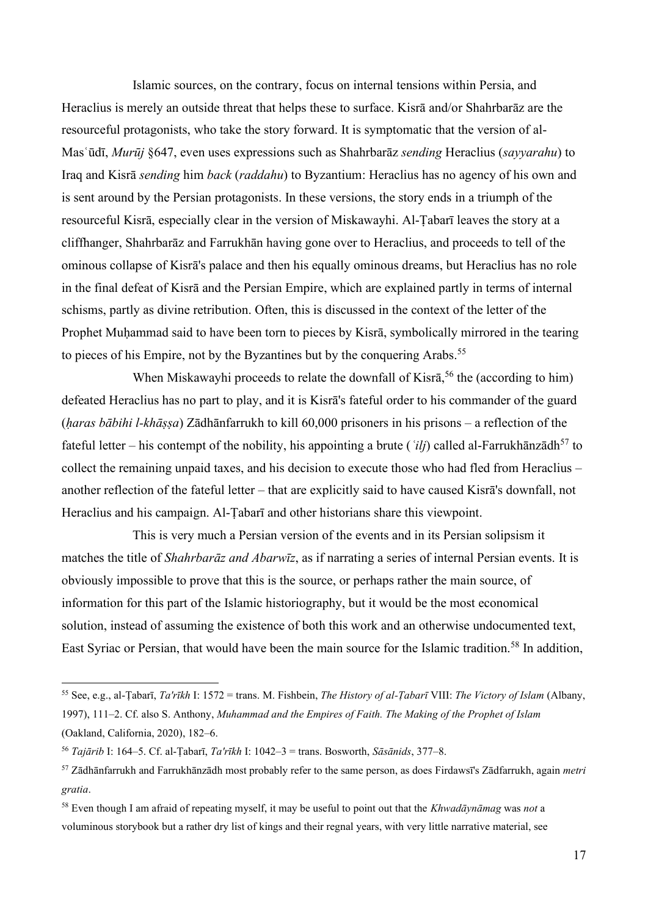Islamic sources, on the contrary, focus on internal tensions within Persia, and Heraclius is merely an outside threat that helps these to surface. Kisrā and/or Shahrbarāz are the resourceful protagonists, who take the story forward. It is symptomatic that the version of al-Masʿūdī, *Murūj* §647, even uses expressions such as Shahrbarāz *sending* Heraclius (*sayyarahu*) to Iraq and Kisrā *sending* him *back* (*raddahu*) to Byzantium: Heraclius has no agency of his own and is sent around by the Persian protagonists. In these versions, the story ends in a triumph of the resourceful Kisrā, especially clear in the version of Miskawayhi. Al-Ṭabarī leaves the story at a cliffhanger, Shahrbarāz and Farrukhān having gone over to Heraclius, and proceeds to tell of the ominous collapse of Kisrā's palace and then his equally ominous dreams, but Heraclius has no role in the final defeat of Kisrā and the Persian Empire, which are explained partly in terms of internal schisms, partly as divine retribution. Often, this is discussed in the context of the letter of the Prophet Muḥammad said to have been torn to pieces by Kisrā, symbolically mirrored in the tearing to pieces of his Empire, not by the Byzantines but by the conquering Arabs.[55]

When Miskawayhi proceeds to relate the downfall of Kisrā,[56] the (according to him) defeated Heraclius has no part to play, and it is Kisrā's fateful order to his commander of the guard (*ḥaras bābihi l-khāṣṣa*) Zādhānfarrukh to kill 60,000 prisoners in his prisons – a reflection of the fateful letter – his contempt of the nobility, his appointing a brute (*ʿilj*) called al-Farrukhānzādh[57] to collect the remaining unpaid taxes, and his decision to execute those who had fled from Heraclius – another reflection of the fateful letter – that are explicitly said to have caused Kisrā's downfall, not Heraclius and his campaign. Al-Ṭabarī and other historians share this viewpoint.

This is very much a Persian version of the events and in its Persian solipsism it matches the title of *Shahrbarāz and Abarwīz*, as if narrating a series of internal Persian events. It is obviously impossible to prove that this is the source, or perhaps rather the main source, of information for this part of the Islamic historiography, but it would be the most economical solution, instead of assuming the existence of both this work and an otherwise undocumented text, East Syriac or Persian, that would have been the main source for the Islamic tradition.[58] In addition,

---

[55] See, e.g., al-Ṭabarī, *Ta'rīkh* I: 1572 = trans. M. Fishbein, *The History of al-Ṭabarī* VIII: *The Victory of Islam* (Albany, 1997), 111–2. Cf. also S. Anthony, *Muhammad and the Empires of Faith. The Making of the Prophet of Islam* (Oakland, California, 2020), 182–6.

[56] *Tajārib* I: 164–5. Cf. al-Ṭabarī, *Ta'rīkh* I: 1042–3 = trans. Bosworth, *Sāsānids*, 377–8.

[57] Zādhānfarrukh and Farrukhānzādh most probably refer to the same person, as does Firdawsī's Zādfarrukh, again *metri gratia*.

[58] Even though I am afraid of repeating myself, it may be useful to point out that the *Khwadāynāmag* was *not* a voluminous storybook but a rather dry list of kings and their regnal years, with very little narrative material, see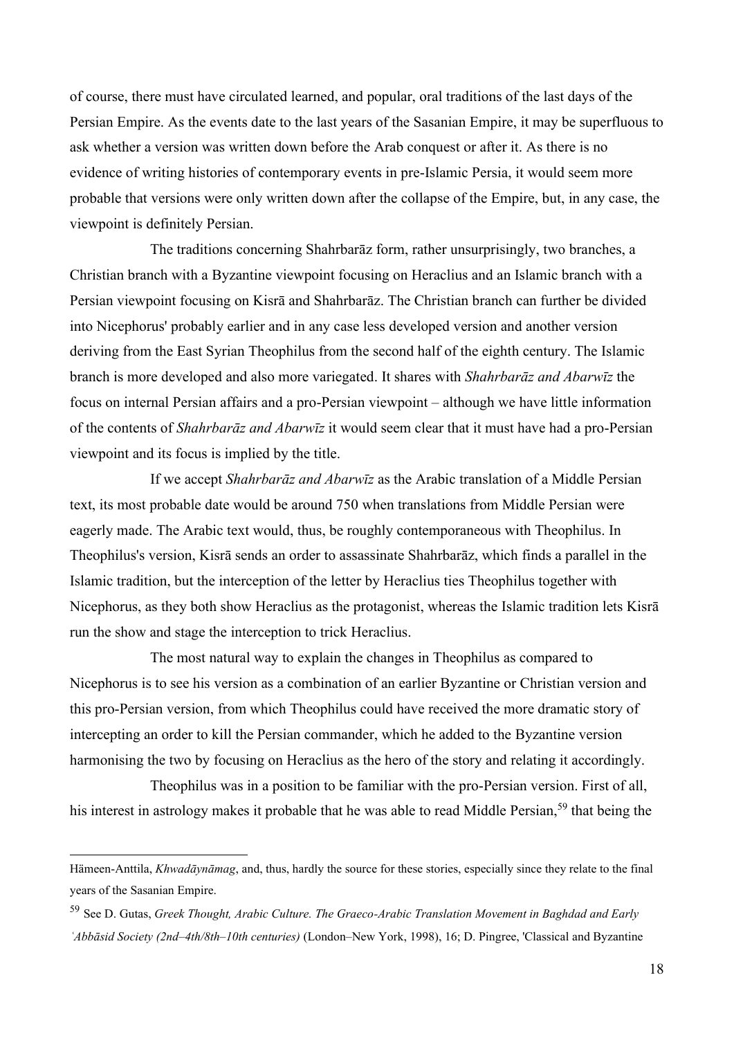of course, there must have circulated learned, and popular, oral traditions of the last days of the Persian Empire. As the events date to the last years of the Sasanian Empire, it may be superfluous to ask whether a version was written down before the Arab conquest or after it. As there is no evidence of writing histories of contemporary events in pre-Islamic Persia, it would seem more probable that versions were only written down after the collapse of the Empire, but, in any case, the viewpoint is definitely Persian.

The traditions concerning Shahrbarāz form, rather unsurprisingly, two branches, a Christian branch with a Byzantine viewpoint focusing on Heraclius and an Islamic branch with a Persian viewpoint focusing on Kisrā and Shahrbarāz. The Christian branch can further be divided into Nicephorus' probably earlier and in any case less developed version and another version deriving from the East Syrian Theophilus from the second half of the eighth century. The Islamic branch is more developed and also more variegated. It shares with *Shahrbarāz and Abarwīz* the focus on internal Persian affairs and a pro-Persian viewpoint – although we have little information of the contents of *Shahrbarāz and Abarwīz* it would seem clear that it must have had a pro-Persian viewpoint and its focus is implied by the title.

If we accept *Shahrbarāz and Abarwīz* as the Arabic translation of a Middle Persian text, its most probable date would be around 750 when translations from Middle Persian were eagerly made. The Arabic text would, thus, be roughly contemporaneous with Theophilus. In Theophilus's version, Kisrā sends an order to assassinate Shahrbarāz, which finds a parallel in the Islamic tradition, but the interception of the letter by Heraclius ties Theophilus together with Nicephorus, as they both show Heraclius as the protagonist, whereas the Islamic tradition lets Kisrā run the show and stage the interception to trick Heraclius.

The most natural way to explain the changes in Theophilus as compared to Nicephorus is to see his version as a combination of an earlier Byzantine or Christian version and this pro-Persian version, from which Theophilus could have received the more dramatic story of intercepting an order to kill the Persian commander, which he added to the Byzantine version harmonising the two by focusing on Heraclius as the hero of the story and relating it accordingly.

Theophilus was in a position to be familiar with the pro-Persian version. First of all, his interest in astrology makes it probable that he was able to read Middle Persian,[59] that being the

---

Hämeen-Anttila, *Khwadāynāmag*, and, thus, hardly the source for these stories, especially since they relate to the final years of the Sasanian Empire.

[59] See D. Gutas, *Greek Thought, Arabic Culture. The Graeco-Arabic Translation Movement in Baghdad and Early ʿAbbāsid Society (2nd–4th/8th–10th centuries)* (London–New York, 1998), 16; D. Pingree, 'Classical and Byzantine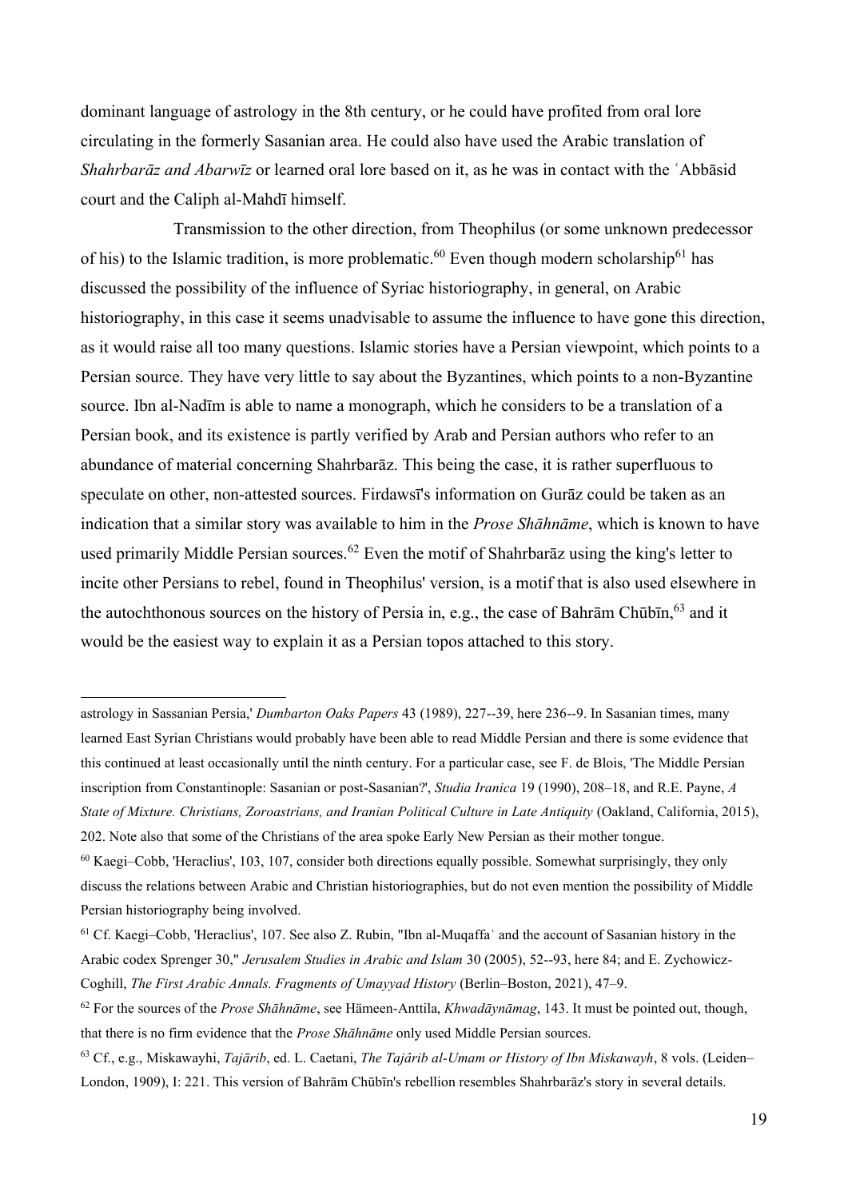dominant language of astrology in the 8th century, or he could have profited from oral lore circulating in the formerly Sasanian area. He could also have used the Arabic translation of *Shahrbarāz and Abarwīz* or learned oral lore based on it, as he was in contact with the ʿAbbāsid court and the Caliph al-Mahdī himself.

Transmission to the other direction, from Theophilus (or some unknown predecessor of his) to the Islamic tradition, is more problematic.[60] Even though modern scholarship[61] has discussed the possibility of the influence of Syriac historiography, in general, on Arabic historiography, in this case it seems unadvisable to assume the influence to have gone this direction, as it would raise all too many questions. Islamic stories have a Persian viewpoint, which points to a Persian source. They have very little to say about the Byzantines, which points to a non-Byzantine source. Ibn al-Nadīm is able to name a monograph, which he considers to be a translation of a Persian book, and its existence is partly verified by Arab and Persian authors who refer to an abundance of material concerning Shahrbarāz. This being the case, it is rather superfluous to speculate on other, non-attested sources. Firdawsī's information on Gurāz could be taken as an indication that a similar story was available to him in the *Prose Shāhnāme*, which is known to have used primarily Middle Persian sources.[62] Even the motif of Shahrbarāz using the king's letter to incite other Persians to rebel, found in Theophilus' version, is a motif that is also used elsewhere in the autochthonous sources on the history of Persia in, e.g., the case of Bahrām Chūbīn,[63] and it would be the easiest way to explain it as a Persian topos attached to this story.

---

astrology in Sassanian Persia,' *Dumbarton Oaks Papers* 43 (1989), 227--39, here 236--9. In Sasanian times, many learned East Syrian Christians would probably have been able to read Middle Persian and there is some evidence that this continued at least occasionally until the ninth century. For a particular case, see F. de Blois, 'The Middle Persian inscription from Constantinople: Sasanian or post-Sasanian?', *Studia Iranica* 19 (1990), 208–18, and R.E. Payne, *A State of Mixture. Christians, Zoroastrians, and Iranian Political Culture in Late Antiquity* (Oakland, California, 2015), 202. Note also that some of the Christians of the area spoke Early New Persian as their mother tongue.

[60] Kaegi–Cobb, 'Heraclius', 103, 107, consider both directions equally possible. Somewhat surprisingly, they only discuss the relations between Arabic and Christian historiographies, but do not even mention the possibility of Middle Persian historiography being involved.

[61] Cf. Kaegi–Cobb, 'Heraclius', 107. See also Z. Rubin, "Ibn al-Muqaffaʿ and the account of Sasanian history in the Arabic codex Sprenger 30," *Jerusalem Studies in Arabic and Islam* 30 (2005), 52--93, here 84; and E. Zychowicz-Coghill, *The First Arabic Annals. Fragments of Umayyad History* (Berlin–Boston, 2021), 47–9.

[62] For the sources of the *Prose Shāhnāme*, see Hämeen-Anttila, *Khwadāynāmag*, 143. It must be pointed out, though, that there is no firm evidence that the *Prose Shāhnāme* only used Middle Persian sources.

[63] Cf., e.g., Miskawayhi, *Tajārib*, ed. L. Caetani, *The Tajârib al-Umam or History of Ibn Miskawayh*, 8 vols. (Leiden–London, 1909), I: 221. This version of Bahrām Chūbīn's rebellion resembles Shahrbarāz's story in several details.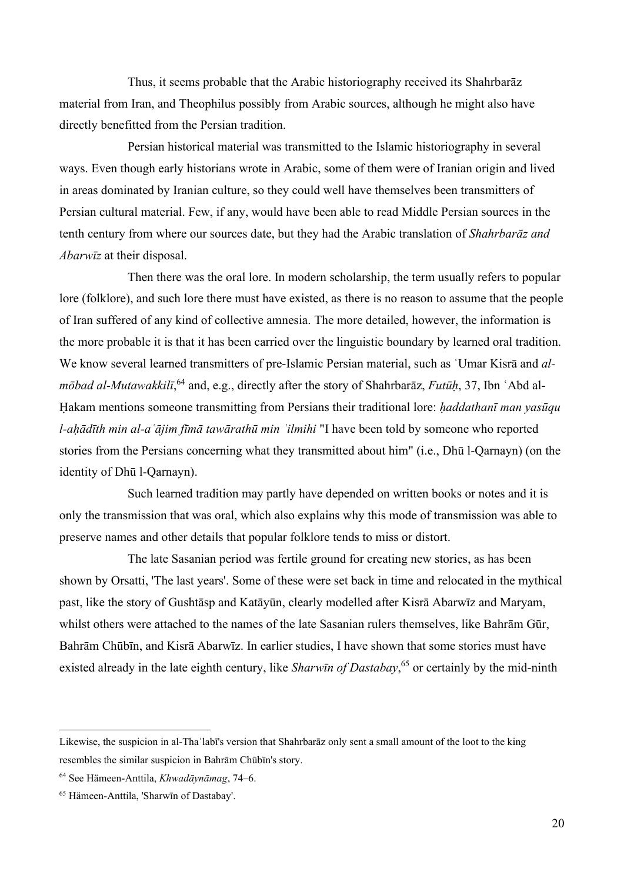Thus, it seems probable that the Arabic historiography received its Shahrbarāz material from Iran, and Theophilus possibly from Arabic sources, although he might also have directly benefitted from the Persian tradition.

Persian historical material was transmitted to the Islamic historiography in several ways. Even though early historians wrote in Arabic, some of them were of Iranian origin and lived in areas dominated by Iranian culture, so they could well have themselves been transmitters of Persian cultural material. Few, if any, would have been able to read Middle Persian sources in the tenth century from where our sources date, but they had the Arabic translation of *Shahrbarāz and Abarwīz* at their disposal.

Then there was the oral lore. In modern scholarship, the term usually refers to popular lore (folklore), and such lore there must have existed, as there is no reason to assume that the people of Iran suffered of any kind of collective amnesia. The more detailed, however, the information is the more probable it is that it has been carried over the linguistic boundary by learned oral tradition. We know several learned transmitters of pre-Islamic Persian material, such as ʿUmar Kisrā and *al-mōbad al-Mutawakkilī*,[64] and, e.g., directly after the story of Shahrbarāz, *Futūḥ*, 37, Ibn ʿAbd al-Ḥakam mentions someone transmitting from Persians their traditional lore: *ḥaddathanī man yasūqu l-aḥādīth min al-aʿājim fīmā tawārathū min ʿilmihi* "I have been told by someone who reported stories from the Persians concerning what they transmitted about him" (i.e., Dhū l-Qarnayn) (on the identity of Dhū l-Qarnayn).

Such learned tradition may partly have depended on written books or notes and it is only the transmission that was oral, which also explains why this mode of transmission was able to preserve names and other details that popular folklore tends to miss or distort.

The late Sasanian period was fertile ground for creating new stories, as has been shown by Orsatti, 'The last years'. Some of these were set back in time and relocated in the mythical past, like the story of Gushtāsp and Katāyūn, clearly modelled after Kisrā Abarwīz and Maryam, whilst others were attached to the names of the late Sasanian rulers themselves, like Bahrām Gūr, Bahrām Chūbīn, and Kisrā Abarwīz. In earlier studies, I have shown that some stories must have existed already in the late eighth century, like *Sharwīn of Dastabay*,[65] or certainly by the mid-ninth

---

Likewise, the suspicion in al-Thaʿlabī's version that Shahrbarāz only sent a small amount of the loot to the king resembles the similar suspicion in Bahrām Chūbīn's story.

[64] See Hämeen-Anttila, *Khwadāynāmag*, 74–6.

[65] Hämeen-Anttila, 'Sharwīn of Dastabay'.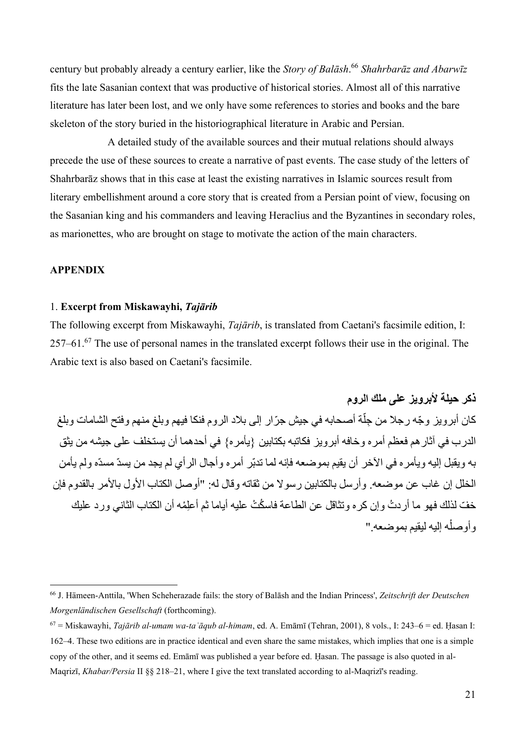century but probably already a century earlier, like the *Story of Balāsh*.[66] *Shahrbarāz and Abarwīz* fits the late Sasanian context that was productive of historical stories. Almost all of this narrative literature has later been lost, and we only have some references to stories and books and the bare skeleton of the story buried in the historiographical literature in Arabic and Persian.

A detailed study of the available sources and their mutual relations should always precede the use of these sources to create a narrative of past events. The case study of the letters of Shahrbarāz shows that in this case at least the existing narratives in Islamic sources result from literary embellishment around a core story that is created from a Persian point of view, focusing on the Sasanian king and his commanders and leaving Heraclius and the Byzantines in secondary roles, as marionettes, who are brought on stage to motivate the action of the main characters.

## APPENDIX

### 1. Excerpt from Miskawayhi, *Tajārib*

The following excerpt from Miskawayhi, *Tajārib*, is translated from Caetani's facsimile edition, I: 257–61.[67] The use of personal names in the translated excerpt follows their use in the original. The Arabic text is also based on Caetani's facsimile.

**ذكر حيلة لأبرويز على ملك الروم**

كان أبرويز وجّه رجلا من جِلّة أصحابه في جيش جرّار إلى بلاد الروم فنكا فيهم وبلغ منهم وفتح الشامات وبلغ الدرب في آثارهم فعظم أمره وخافه أبرويز فكاتبه بكتابين {يأمره} في أحدهما أن يستخلف على جيشه من يثق به ويقبل إليه ويأمره في الآخر أن يقيم بموضعه فإنه لما تدبّر أمره وأجال الرأي لم يجد من يسدّ مسدّه ولم يأمن الخلل إن غاب عن موضعه. وأرسل بالكتابين رسولا من ثقاته وقال له: "أوصل الكتاب الأول بالأمر بالقدوم فإن خفّ لذلك فهو ما أردتُ وإن كره وتثاقل عن الطاعة فاسكُتْ عليه أياما ثم أعلِمْه أن الكتاب الثاني ورد عليك وأوصلْه إليه ليقيم بموضعه."

---

[66] J. Hämeen-Anttila, 'When Scheherazade fails: the story of Balāsh and the Indian Princess', *Zeitschrift der Deutschen Morgenländischen Gesellschaft* (forthcoming).

[67] = Miskawayhi, *Tajārib al-umam wa-taʿāqub al-himam*, ed. A. Emāmī (Tehran, 2001), 8 vols., I: 243–6 = ed. Ḥasan I: 162–4. These two editions are in practice identical and even share the same mistakes, which implies that one is a simple copy of the other, and it seems ed. Emāmī was published a year before ed. Ḥasan. The passage is also quoted in al-Maqrizī, *Khabar/Persia* II §§ 218–21, where I give the text translated according to al-Maqrizī's reading.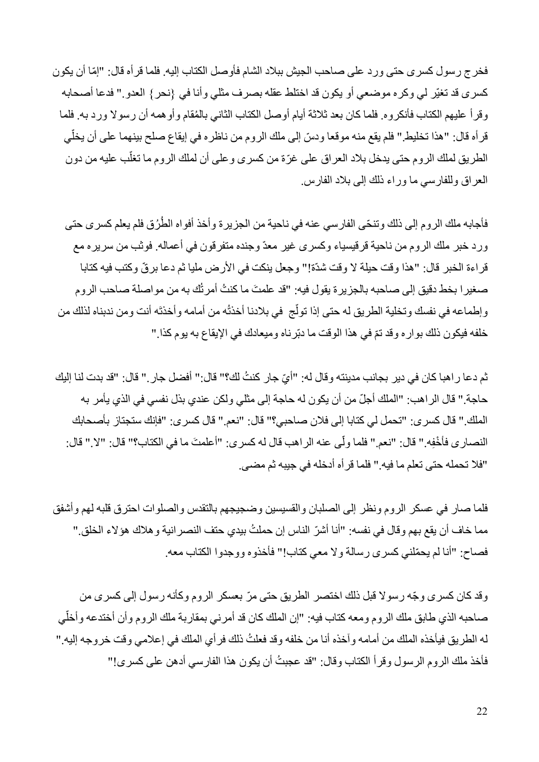فخرج رسول كسرى حتى ورد على صاحب الجيش ببلاد الشام فأوصل الكتاب إليه. فلما قرأه قال: "إمّا أن يكون كسرى قد تغيّر لي وكره موضعي أو يكون قد اختلط عقله بصرف مثلي وأنا في {نحر} العدو." فدعا أصحابه وقرأ عليهم الكتاب فأنكروه. فلما كان بعد ثلاثة أيام أوصل الكتاب الثاني بالمُقام وأوهمه أن رسولا ورد به. فلما قرأه قال: "هذا تخليط." فلم يقع منه موقعا ودسّ إلى ملك الروم من ناظره في إيقاع صلح بينهما على أن يخلّي الطريق لملك الروم حتى يدخل بلاد العراق على غرّة من كسرى وعلى أن لملك الروم ما تغلّب عليه من دون العراق وللفارسي ما وراء ذلك إلى بلاد الفارس.

فأجابه ملك الروم إلى ذلك وتنحّى الفارسي عنه في ناحية من الجزيرة وأخذ أفواه الطُرُق فلم يعلم كسرى حتى ورد خبر ملك الروم من ناحية قرقيسياء وكسرى غير معدّ وجنده متفرقون في أعماله. فوثب من سريره مع قراءة الخبر قال: "هذا وقت حيلة لا وقت شدّة!" وجعل ينكت في الأرض مليا ثم دعا برقّ وكتب فيه كتابا صغيرا بخط دقيق إلى صاحبه بالجزيرة يقول فيه: "قد علمتَ ما كنتُ أمرتُك به من مواصلة صاحب الروم وإطماعه في نفسك وتخلية الطريق له حتى إذا تولّج في بلادنا أخذتُه من أمامه وأخذتَه أنت ومن ندبناه لذلك من خلفه فيكون ذلك بواره وقد تمّ في هذا الوقت ما دبّرناه وميعادك في الإيقاع به يوم كذا."

ثم دعا راهبا كان في دير بجانب مدينته وقال له: "أيّ جار كنتُ لك؟" قال:" أفضل جار." قال: "قد بدت لنا إليك حاجة." قال الراهب: "الملك أجلّ من أن يكون له حاجة إلى مثلي ولكن عندي بذل نفسي في الذي يأمر به الملك." قال كسرى: "تحمل لي كتابا إلى فلان صاحبي؟" قال: "نعم." قال كسرى: "فإنك ستجتاز بأصحابك النصارى فأَخْفِه." قال: "نعم." فلما ولّى عنه الراهب قال له كسرى: "أعلمتَ ما في الكتاب؟" قال: "لا." قال: "فلا تحمله حتى تعلم ما فيه." فلما قرأه أدخله في جيبه ثم مضى.

فلما صار في عسكر الروم ونظر إلى الصلبان والقسيسين وضجيجهم بالتقدس والصلوات احترق قلبه لهم وأشفق مما خاف أن يقع بهم وقال في نفسه: "أنا أشرّ الناس إن حملتُ بيدي حتف النصرانية وهلاك هؤلاء الخلق." فصاح: "أنا لم يحمّلني كسرى رسالة ولا معي كتاب!" فأخذوه ووجدوا الكتاب معه.

وقد كان كسرى وجّه رسولا قبل ذلك اختصر الطريق حتى مرّ بعسكر الروم وكأنه رسول إلى كسرى من صاحبه الذي طابق ملك الروم ومعه كتاب فيه: "إن الملك كان قد أمرني بمقاربة ملك الروم وأن أختدعه وأخلّي له الطريق فيأخذه الملك من أمامه وآخذه أنا من خلفه وقد فعلتُ ذلك فرأي الملك في إعلامي وقت خروجه إليه." فأخذ ملك الروم الرسول وقرأ الكتاب وقال: "قد عجبتُ أن يكون هذا الفارسي أدهن على كسرى!"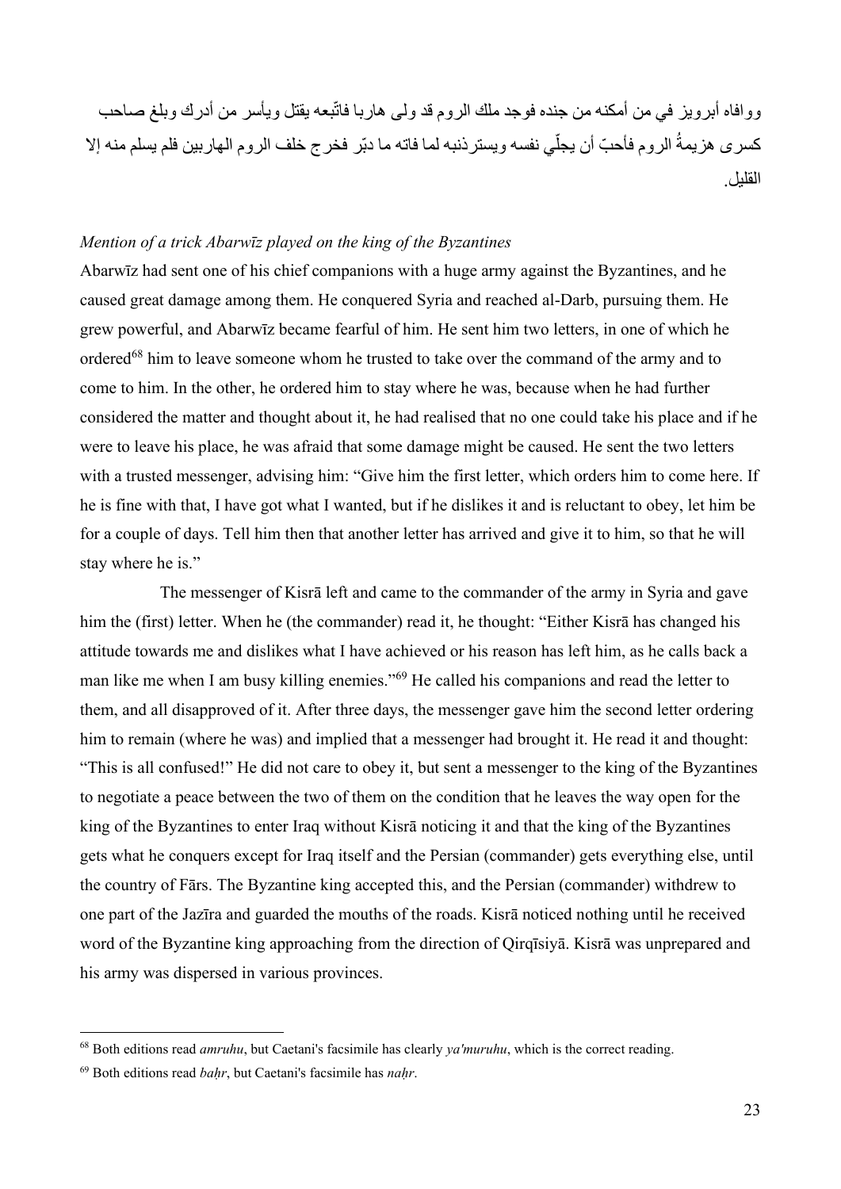ووافاه أبرويز في من أمكنه من جنده فوجد ملك الروم قد ولى هاربا فاتّبعه يقتل ويأسر من أدرك وبلغ صاحب كسرى هزيمةُ الروم فأحبّ أن يجلّي نفسه ويستر ذنبه لما فاته ما دبّر فخرج خلف الروم الهاربين فلم يسلم منه إلا القليل.

*Mention of a trick Abarwīz played on the king of the Byzantines*

Abarwīz had sent one of his chief companions with a huge army against the Byzantines, and he caused great damage among them. He conquered Syria and reached al-Darb, pursuing them. He grew powerful, and Abarwīz became fearful of him. He sent him two letters, in one of which he ordered[68] him to leave someone whom he trusted to take over the command of the army and to come to him. In the other, he ordered him to stay where he was, because when he had further considered the matter and thought about it, he had realised that no one could take his place and if he were to leave his place, he was afraid that some damage might be caused. He sent the two letters with a trusted messenger, advising him: "Give him the first letter, which orders him to come here. If he is fine with that, I have got what I wanted, but if he dislikes it and is reluctant to obey, let him be for a couple of days. Tell him then that another letter has arrived and give it to him, so that he will stay where he is."

The messenger of Kisrā left and came to the commander of the army in Syria and gave him the (first) letter. When he (the commander) read it, he thought: "Either Kisrā has changed his attitude towards me and dislikes what I have achieved or his reason has left him, as he calls back a man like me when I am busy killing enemies."[69] He called his companions and read the letter to them, and all disapproved of it. After three days, the messenger gave him the second letter ordering him to remain (where he was) and implied that a messenger had brought it. He read it and thought: "This is all confused!" He did not care to obey it, but sent a messenger to the king of the Byzantines to negotiate a peace between the two of them on the condition that he leaves the way open for the king of the Byzantines to enter Iraq without Kisrā noticing it and that the king of the Byzantines gets what he conquers except for Iraq itself and the Persian (commander) gets everything else, until the country of Fārs. The Byzantine king accepted this, and the Persian (commander) withdrew to one part of the Jazīra and guarded the mouths of the roads. Kisrā noticed nothing until he received word of the Byzantine king approaching from the direction of Qirqīsiyā. Kisrā was unprepared and his army was dispersed in various provinces.

---

[68] Both editions read *amruhu*, but Caetani's facsimile has clearly *ya'muruhu*, which is the correct reading.

[69] Both editions read *baḥr*, but Caetani's facsimile has *naḥr*.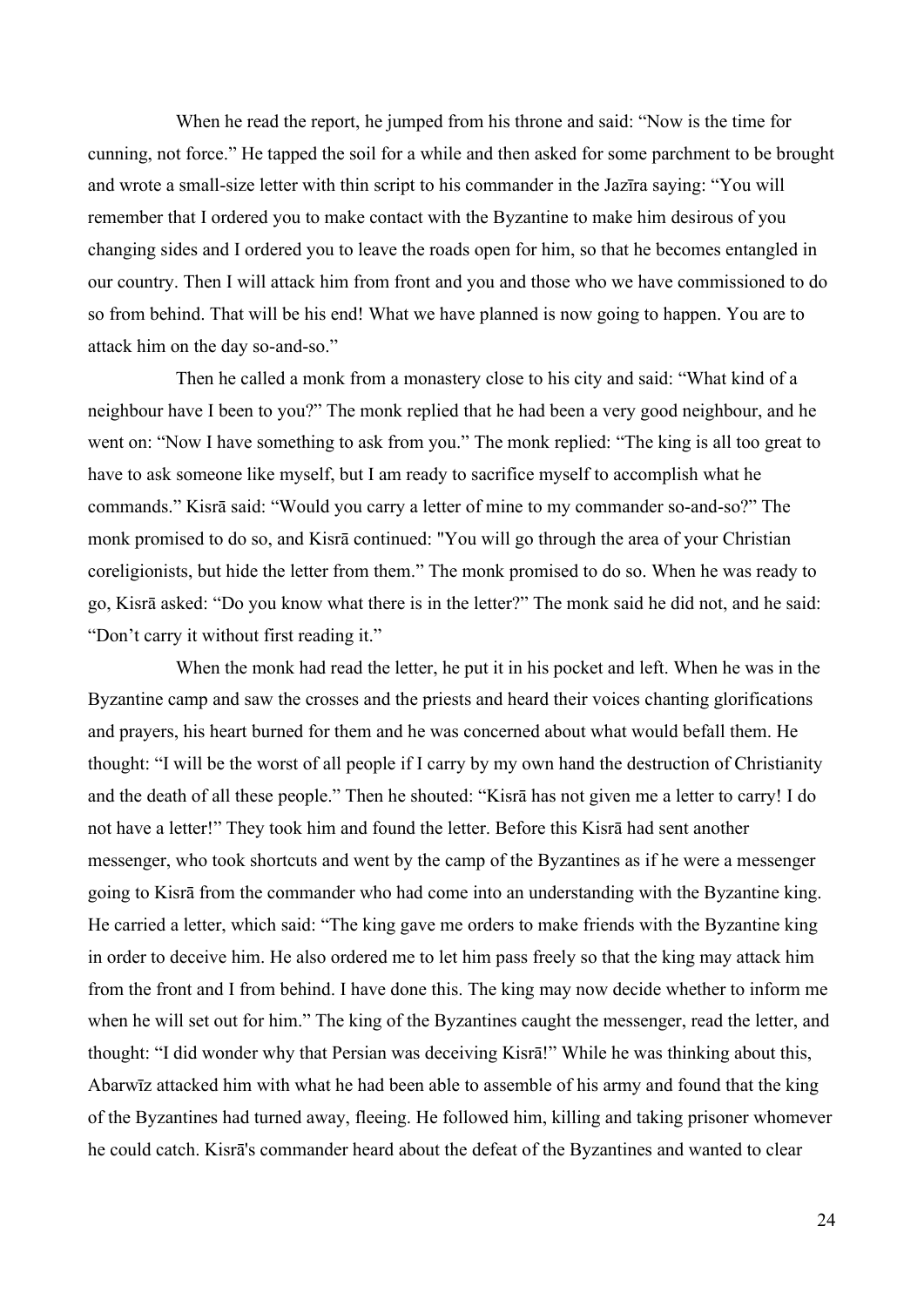When he read the report, he jumped from his throne and said: "Now is the time for cunning, not force." He tapped the soil for a while and then asked for some parchment to be brought and wrote a small-size letter with thin script to his commander in the Jazīra saying: "You will remember that I ordered you to make contact with the Byzantine to make him desirous of you changing sides and I ordered you to leave the roads open for him, so that he becomes entangled in our country. Then I will attack him from front and you and those who we have commissioned to do so from behind. That will be his end! What we have planned is now going to happen. You are to attack him on the day so-and-so."

Then he called a monk from a monastery close to his city and said: "What kind of a neighbour have I been to you?" The monk replied that he had been a very good neighbour, and he went on: "Now I have something to ask from you." The monk replied: "The king is all too great to have to ask someone like myself, but I am ready to sacrifice myself to accomplish what he commands." Kisrā said: "Would you carry a letter of mine to my commander so-and-so?" The monk promised to do so, and Kisrā continued: "You will go through the area of your Christian coreligionists, but hide the letter from them." The monk promised to do so. When he was ready to go, Kisrā asked: "Do you know what there is in the letter?" The monk said he did not, and he said: "Don't carry it without first reading it."

When the monk had read the letter, he put it in his pocket and left. When he was in the Byzantine camp and saw the crosses and the priests and heard their voices chanting glorifications and prayers, his heart burned for them and he was concerned about what would befall them. He thought: "I will be the worst of all people if I carry by my own hand the destruction of Christianity and the death of all these people." Then he shouted: "Kisrā has not given me a letter to carry! I do not have a letter!" They took him and found the letter. Before this Kisrā had sent another messenger, who took shortcuts and went by the camp of the Byzantines as if he were a messenger going to Kisrā from the commander who had come into an understanding with the Byzantine king. He carried a letter, which said: "The king gave me orders to make friends with the Byzantine king in order to deceive him. He also ordered me to let him pass freely so that the king may attack him from the front and I from behind. I have done this. The king may now decide whether to inform me when he will set out for him." The king of the Byzantines caught the messenger, read the letter, and thought: "I did wonder why that Persian was deceiving Kisrā!" While he was thinking about this, Abarwīz attacked him with what he had been able to assemble of his army and found that the king of the Byzantines had turned away, fleeing. He followed him, killing and taking prisoner whomever he could catch. Kisrā's commander heard about the defeat of the Byzantines and wanted to clear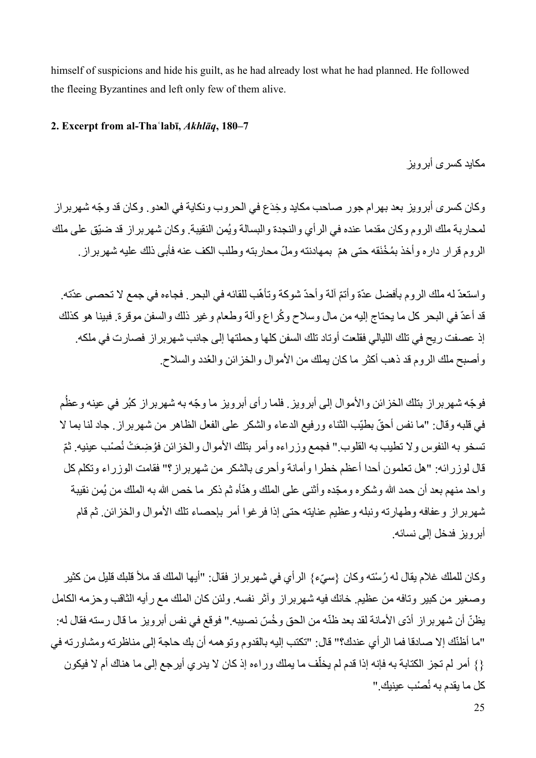himself of suspicions and hide his guilt, as he had already lost what he had planned. He followed the fleeing Byzantines and left only few of them alive.

**2. Excerpt from al-Thaʿlabī, *Akhlāq*, 180–7**

مكايد كسرى أبرويز

وكان كسرى أبرويز بعد بهرام جور صاحب مكايد وخِدَع في الحروب ونكاية في العدو. وكان قد وجّه شهربراز لمحاربة ملك الروم وكان مقدما عنده في الرأي والنجدة والبسالة ويُمن النقيبة. وكان شهربراز قد ضيّق على ملك الروم قرار داره وأخذ بمُخْنَقه حتى همّ بمهادنته وملّ محاربته وطلب الكف عنه فأبى ذلك عليه شهربراز.

واستعدّ له ملك الروم بأفضل عدّة وأتمّ آلة وأحدّ شوكة وتأهّب للقائه في البحر. فجاءه في جمع لا تحصى عدّته. قد أعدّ في البحر كل ما يحتاج إليه من مال وسلاح وكُراع وآلة وطعام وغير ذلك والسفن موقرة. فبينا هو كذلك إذ عصفت ريح في تلك الليالي فقلعت أوتاد تلك السفن كلها وحملتها إلى جانب شهربراز فصارت في ملكه. وأصبح ملك الروم قد ذهب أكثر ما كان يملك من الأموال والخزائن والعُدد والسلاح.

فوجّه شهربراز بتلك الخزائن والأموال إلى أبرويز. فلما رأى أبرويز ما وجّه به شهربراز كبُر في عينه وعظُم في قلبه وقال: "ما نفس أحقّ بطيّب الثناء ورفيع الدعاء والشكر على الفعل الظاهر من شهربراز. جاد لنا بما لا تسخو به النفوس ولا تطيب به القلوب." فجمع وزراءه وأمر بتلك الأموال والخزائن فوُضِعَتْ نُصْب عينيه. ثمّ قال لوزرائه: "هل تعلمون أحدا أعظم خطرا وأمانة وأحرى بالشكر من شهربراز؟" فقامت الوزراء وتكلم كل واحد منهم بعد أن حمد الله وشكره ومجّده وأثنى على الملك وهنّأه ثم ذكر ما خص الله به الملك من يُمن نقيبة شهربراز وعفافه وطهارته ونبله وعظيم عنايته حتى إذا فرغوا أمر بإحصاء تلك الأموال والخزائن. ثم قام أبرويز فدخل إلى نسائه.

وكان للملك غلام يقال له رُسْته وكان {سيّء} الرأي في شهربراز فقال: "أيها الملك قد ملأ قلبك قليل من كثير وصغير من كبير وتافه من عظيم. خانك فيه شهربراز وآثر نفسه. ولئن كان الملك مع رأيه الثاقب وحزمه الكامل يظنّ أن شهربراز أدّى الأمانة لقد بعد ظنّه من الحق وخُسّ نصيبه." فوقع في نفس أبرويز ما قال رسته فقال له: "ما أظنّك إلا صادقا فما الرأي عندك؟" قال: "تكتب إليه بالقدوم وتوهمه أن بك حاجة إلى مناظرته ومشاورته في {} أمر لم تجز الكتابة به فإنه إذا قدم لم يخلّف ما يملك وراءه إذ كان لا يدري أيرجع إلى ما هناك أم لا فيكون كل ما يقدم به نُصْب عينيك."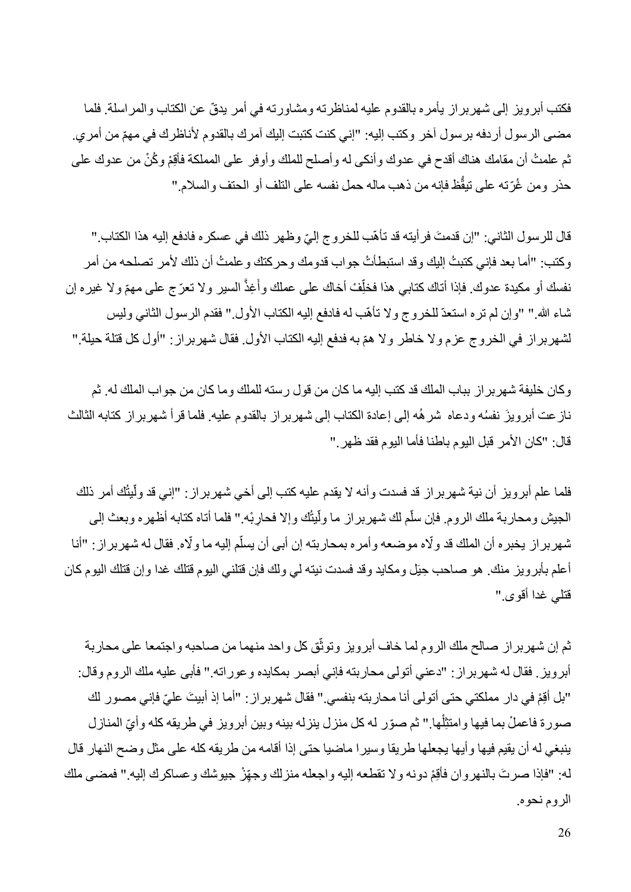فكتب أبرويز إلى شهربراز يأمره بالقدوم عليه لمناظرته ومشاورته في أمر يدقّ عن الكتاب والمراسلة. فلما مضى الرسول أردفه برسول آخر وكتب إليه: "إني كنت كتبت إليك آمرك بالقدوم لأناظرك في مهمّ من أمري. ثم علمتُ أن مقامك هناك أقدح في عدوك وأنكى له وأصلح للملك وأوفر على المملكة فأقِمْ وكُنْ من عدوك على حذر ومن غُرّته على تيقُّظ فإنه من ذهب ماله حمل نفسه على التلف أو الحتف والسلام."

قال للرسول الثاني: "إن قدمتَ فرأيته قد تأهّب للخروج إليّ وظهر ذلك في عسكره فادفع إليه هذا الكتاب." وكتب: "أما بعد فإني كتبتُ إليك وقد استبطأتُ جواب قدومك وحركتك وعلمتُ أن ذلك لأمر تصلحه من أمر نفسك أو مكيدة عدوك. فإذا أتاك كتابي هذا فخلِّفْ أخاك على عملك وأغِذَّ السير ولا تعرّج على مهمّ ولا غيره إن شاء الله." "وإن لم تره استعدّ للخروج ولا تأهّب له فادفع إليه الكتاب الأول." فقدم الرسول الثاني وليس لشهربراز في الخروج عزم ولا خاطر ولا همّ به فدفع إليه الكتاب الأول. فقال شهربراز: "أول كل قتلة حيلة."

وكان خليفة شهربراز بباب الملك قد كتب إليه ما كان من قول رسته للملك وما كان من جواب الملك له. ثم نازعت أبرويزَ نفسُه ودعاه شرهُه إلى إعادة الكتاب إلى شهربراز بالقدوم عليه. فلما قرأ شهربراز كتابه الثالث قال: "كان الأمر قبل اليوم باطنا فأما اليوم فقد ظهر."

فلما علم أبرويز أن نية شهربراز قد فسدت وأنه لا يقدم عليه كتب إلى أخي شهربراز: "إني قد ولّيتُك أمر ذلك الجيش ومحاربة ملك الروم. فإن سلّم لك شهربراز ما ولّيتُك وإلا فحاربْه." فلما أتاه كتابه أظهره وبعث إلى شهربراز يخبره أن الملك قد ولّاه موضعه وأمره بمحاربته إن أبى أن يسلّم إليه ما ولّاه. فقال له شهربراز: "أنا أعلم بأبرويز منك. هو صاحب حِيَل ومكايد وقد فسدت نيته لي ولك فإن قتلني اليوم قتلك غدا وإن قتلك اليوم كان قتلي غدا أقوى."

ثم إن شهربراز صالح ملك الروم لما خاف أبرويز وتوثّق كل واحد منهما من صاحبه واجتمعا على محاربة أبرويز. فقال له شهربراز: "دعني أتولى محاربته فإني أبصر بمكايده وعوراته." فأبى عليه ملك الروم وقال: "بل أقِمْ في دار مملكتي حتى أتولى أنا محاربته بنفسي." فقال شهربراز: "أما إذ أبيتَ عليّ فإني مصور لك صورة فاعملْ بما فيها وامتثِلْها." ثم صوّر له كل منزل ينزله بينه وبين أبرويز في طريقه كله وأيّ المنازل ينبغي له أن يقيم فيها وأيها يجعلها طريقا وسيرا ماضيا حتى إذا أقامه من طريقه كله على مثل وضح النهار قال له: "فإذا صرتَ بالنهروان فأقِمْ دونه ولا تقطعه إليه واجعله منزلك وجهّزْ جيوشك وعساكرك إليه." فمضى ملك الروم نحوه.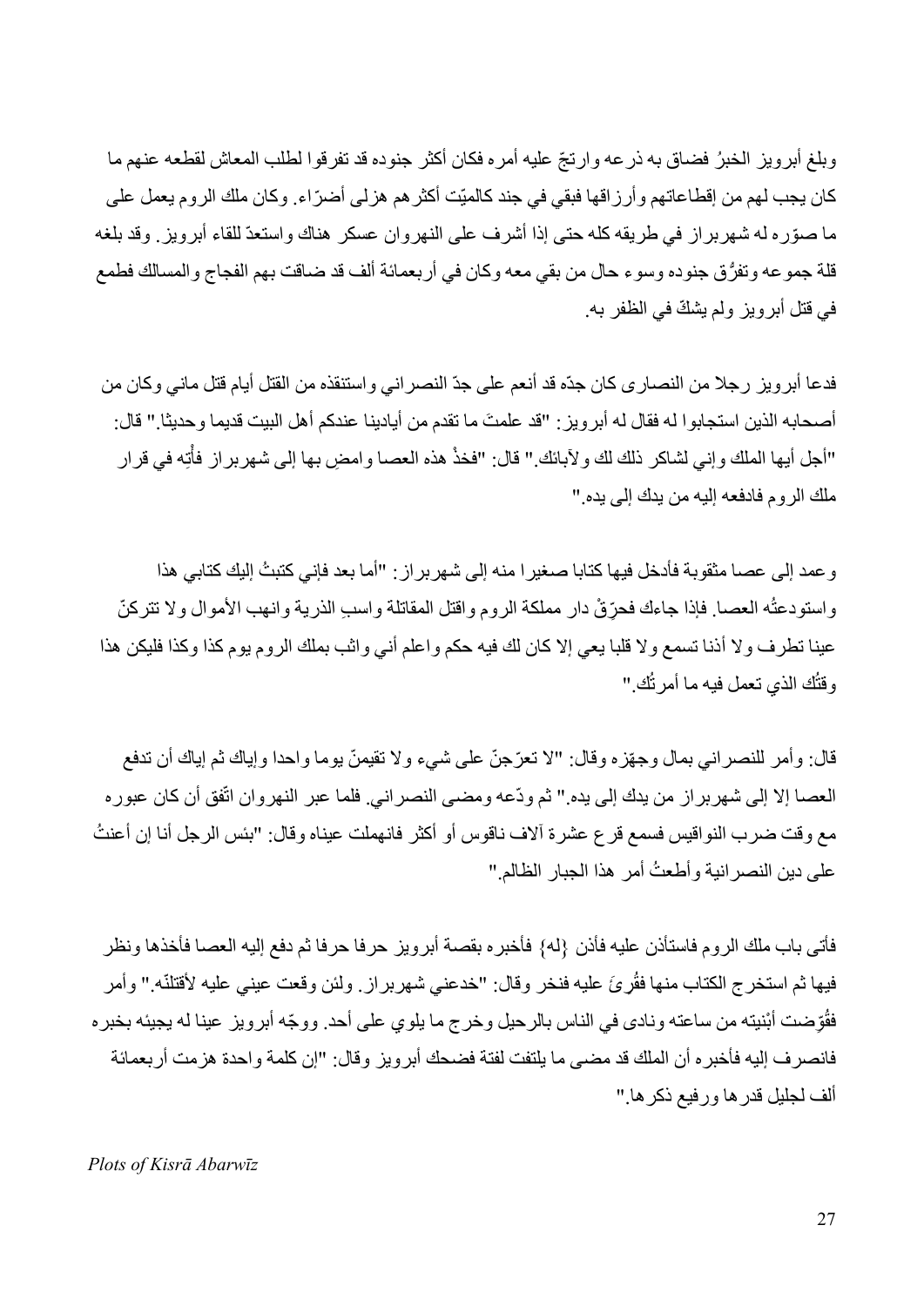وبلغ أبرويز الخبرُ فضاق به ذرعه وارتجّ عليه أمره فكان أكثر جنوده قد تفرقوا لطلب المعاش لقطعه عنهم ما كان يجب لهم من إقطاعاتهم وأرزاقها فبقي في جند كالميّت أكثرهم هزلى أضرّاء. وكان ملك الروم يعمل على ما صوّره له شهربراز في طريقه كله حتى إذا أشرف على النهروان عسكر هناك واستعدّ للقاء أبرويز. وقد بلغه قلة جموعه وتفرُّق جنوده وسوء حال من بقي معه وكان في أربعمائة ألف قد ضاقت بهم الفجاج والمسالك فطمع في قتل أبرويز ولم يشكّ في الظفر به.

فدعا أبرويز رجلا من النصارى كان جدّه قد أنعم على جدّ النصراني واستنقذه من القتل أيام قتل ماني وكان من أصحابه الذين استجابوا له فقال له أبرويز: "قد علمتَ ما تقدم من أيادينا عندكم أهل البيت قديما وحديثا." قال: "أجل أيها الملك وإني لشاكر ذلك لك ولآبائك." قال: "فخذْ هذه العصا وامضِ بها إلى شهربراز فأْتِه في قرار ملك الروم فادفعه إليه من يدك إلى يده."

وعمد إلى عصا مثقوبة فأدخل فيها كتابا صغيرا منه إلى شهربراز: "أما بعد فإني كتبتُ إليك كتابي هذا واستودعتُه العصا. فإذا جاءك فحرِّقْ دار مملكة الروم واقتل المقاتلة واسبِ الذرية وانهب الأموال ولا تتركنّ عينا تطرف ولا أذنا تسمع ولا قلبا يعي إلا كان لك فيه حكم واعلم أني واثب بملك الروم يوم كذا وكذا فليكن هذا وقتُك الذي تعمل فيه ما أمرتُك."

قال: وأمر للنصراني بمال وجهّزه وقال: "لا تعرّجنّ على شيء ولا تقيمنّ يوما واحدا وإياك ثم إياك أن تدفع العصا إلا إلى شهربراز من يدك إلى يده." ثم ودّعه ومضى النصراني. فلما عبر النهروان اتّفق أن كان عبوره مع وقت ضرب النواقيس فسمع قرع عشرة آلاف ناقوس أو أكثر فانهملت عيناه وقال: "بئس الرجل أنا إن أعنتُ على دين النصرانية وأطعتُ أمر هذا الجبار الظالم."

فأتى باب ملك الروم فاستأذن عليه فأذن {له} فأخبره بقصة أبرويز حرفا حرفا ثم دفع إليه العصا فأخذها ونظر فيها ثم استخرج الكتاب منها فقُرِئَ عليه فنخر وقال: "خدعني شهربراز. ولئن وقعت عيني عليه لأقتلنّه." وأمر فقُوّضت أبْنِيته من ساعته ونادى في الناس بالرحيل وخرج ما يلوي على أحد. ووجّه أبرويز عينا له يجيئه بخبره فانصرف إليه فأخبره أن الملك قد مضى ما يلتفت لفتة فضحك أبرويز وقال: "إن كلمة واحدة هزمت أربعمائة ألف لجليل قدرها ورفيع ذكرها."

*Plots of Kisrā Abarwīz*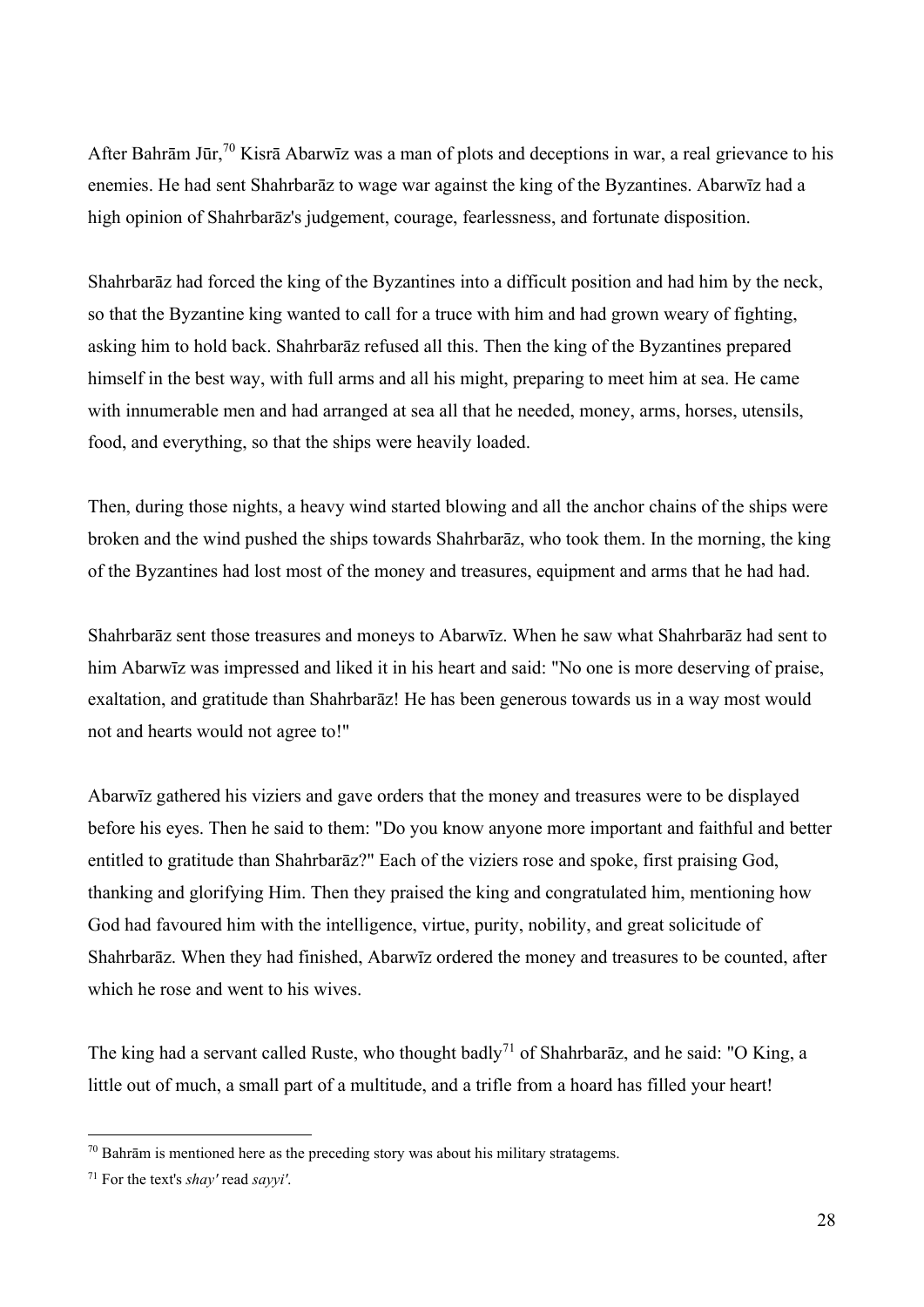After Bahrām Jūr,[70] Kisrā Abarwīz was a man of plots and deceptions in war, a real grievance to his enemies. He had sent Shahrbarāz to wage war against the king of the Byzantines. Abarwīz had a high opinion of Shahrbarāz's judgement, courage, fearlessness, and fortunate disposition.

Shahrbarāz had forced the king of the Byzantines into a difficult position and had him by the neck, so that the Byzantine king wanted to call for a truce with him and had grown weary of fighting, asking him to hold back. Shahrbarāz refused all this. Then the king of the Byzantines prepared himself in the best way, with full arms and all his might, preparing to meet him at sea. He came with innumerable men and had arranged at sea all that he needed, money, arms, horses, utensils, food, and everything, so that the ships were heavily loaded.

Then, during those nights, a heavy wind started blowing and all the anchor chains of the ships were broken and the wind pushed the ships towards Shahrbarāz, who took them. In the morning, the king of the Byzantines had lost most of the money and treasures, equipment and arms that he had had.

Shahrbarāz sent those treasures and moneys to Abarwīz. When he saw what Shahrbarāz had sent to him Abarwīz was impressed and liked it in his heart and said: "No one is more deserving of praise, exaltation, and gratitude than Shahrbarāz! He has been generous towards us in a way most would not and hearts would not agree to!"

Abarwīz gathered his viziers and gave orders that the money and treasures were to be displayed before his eyes. Then he said to them: "Do you know anyone more important and faithful and better entitled to gratitude than Shahrbarāz?" Each of the viziers rose and spoke, first praising God, thanking and glorifying Him. Then they praised the king and congratulated him, mentioning how God had favoured him with the intelligence, virtue, purity, nobility, and great solicitude of Shahrbarāz. When they had finished, Abarwīz ordered the money and treasures to be counted, after which he rose and went to his wives.

The king had a servant called Ruste, who thought badly[71] of Shahrbarāz, and he said: "O King, a little out of much, a small part of a multitude, and a trifle from a hoard has filled your heart!

---

[70] Bahrām is mentioned here as the preceding story was about his military stratagems.

[71] For the text's *shay'* read *sayyi'*.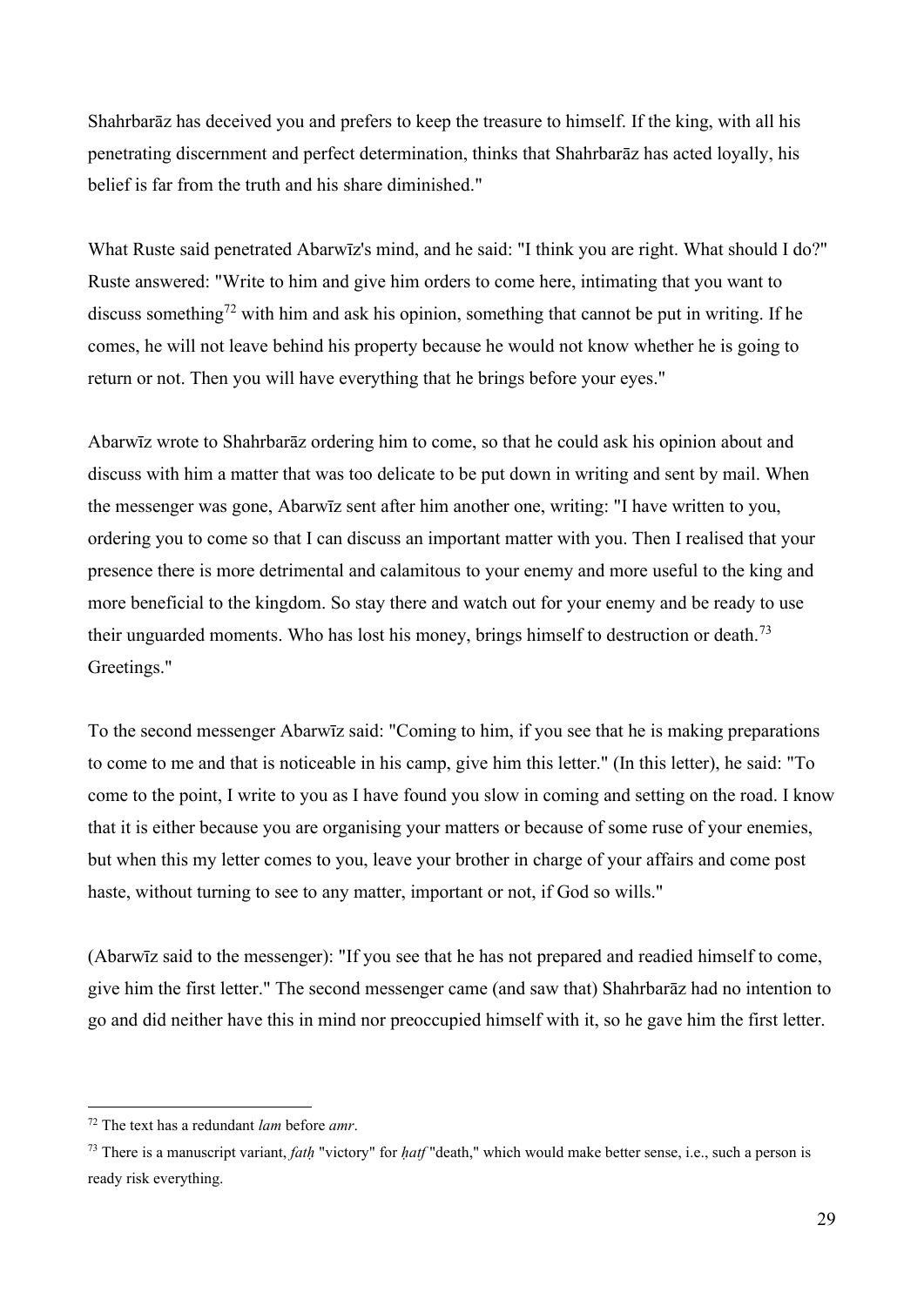Shahrbarāz has deceived you and prefers to keep the treasure to himself. If the king, with all his penetrating discernment and perfect determination, thinks that Shahrbarāz has acted loyally, his belief is far from the truth and his share diminished."

What Ruste said penetrated Abarwīz's mind, and he said: "I think you are right. What should I do?" Ruste answered: "Write to him and give him orders to come here, intimating that you want to discuss something[72] with him and ask his opinion, something that cannot be put in writing. If he comes, he will not leave behind his property because he would not know whether he is going to return or not. Then you will have everything that he brings before your eyes."

Abarwīz wrote to Shahrbarāz ordering him to come, so that he could ask his opinion about and discuss with him a matter that was too delicate to be put down in writing and sent by mail. When the messenger was gone, Abarwīz sent after him another one, writing: "I have written to you, ordering you to come so that I can discuss an important matter with you. Then I realised that your presence there is more detrimental and calamitous to your enemy and more useful to the king and more beneficial to the kingdom. So stay there and watch out for your enemy and be ready to use their unguarded moments. Who has lost his money, brings himself to destruction or death.[73] Greetings."

To the second messenger Abarwīz said: "Coming to him, if you see that he is making preparations to come to me and that is noticeable in his camp, give him this letter." (In this letter), he said: "To come to the point, I write to you as I have found you slow in coming and setting on the road. I know that it is either because you are organising your matters or because of some ruse of your enemies, but when this my letter comes to you, leave your brother in charge of your affairs and come post haste, without turning to see to any matter, important or not, if God so wills."

(Abarwīz said to the messenger): "If you see that he has not prepared and readied himself to come, give him the first letter." The second messenger came (and saw that) Shahrbarāz had no intention to go and did neither have this in mind nor preoccupied himself with it, so he gave him the first letter.

---

[72] The text has a redundant *lam* before *amr*.

[73] There is a manuscript variant, *fatḥ* "victory" for *ḥatf* "death," which would make better sense, i.e., such a person is ready risk everything.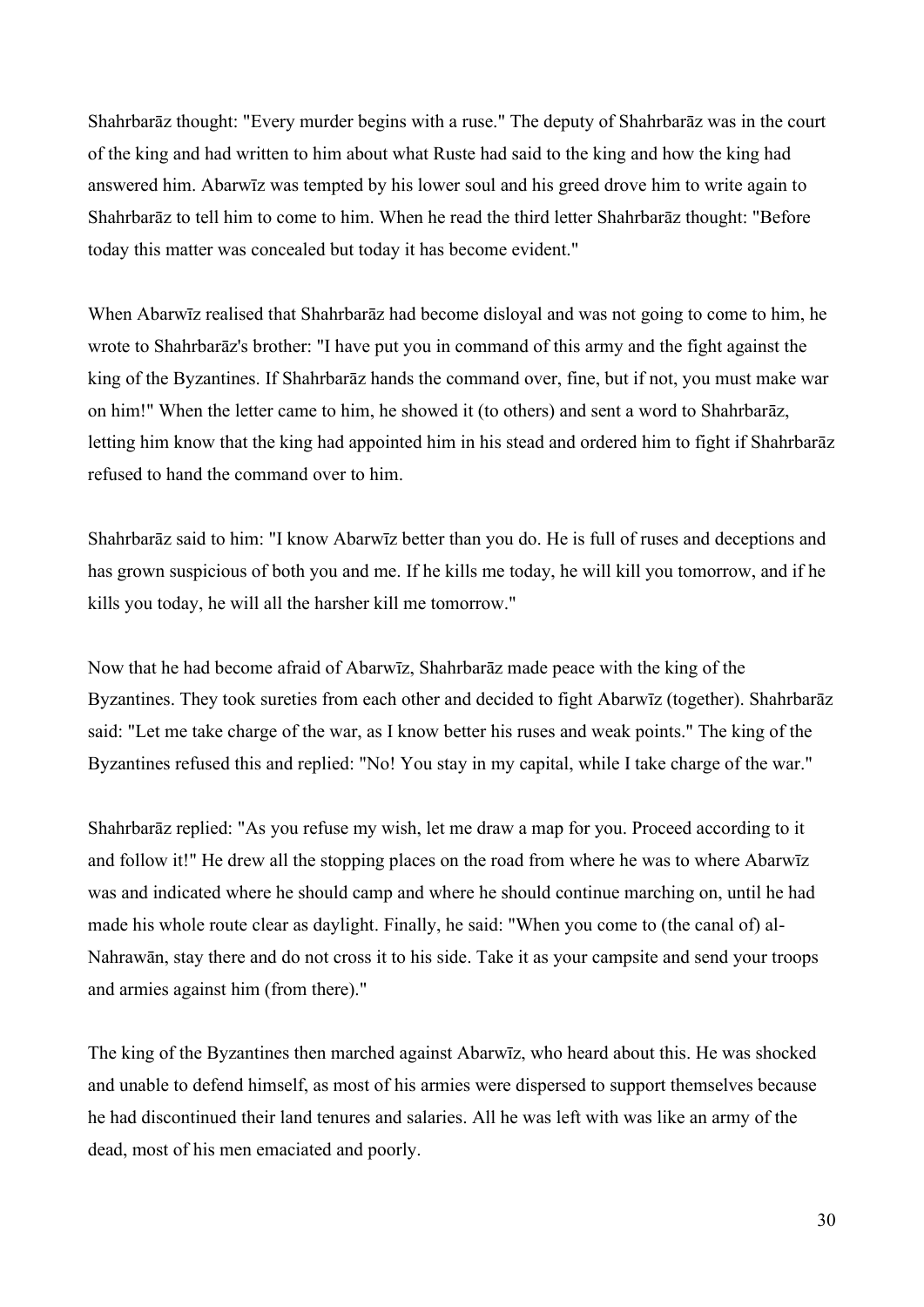Shahrbarāz thought: "Every murder begins with a ruse." The deputy of Shahrbarāz was in the court of the king and had written to him about what Ruste had said to the king and how the king had answered him. Abarwīz was tempted by his lower soul and his greed drove him to write again to Shahrbarāz to tell him to come to him. When he read the third letter Shahrbarāz thought: "Before today this matter was concealed but today it has become evident."

When Abarwīz realised that Shahrbarāz had become disloyal and was not going to come to him, he wrote to Shahrbarāz's brother: "I have put you in command of this army and the fight against the king of the Byzantines. If Shahrbarāz hands the command over, fine, but if not, you must make war on him!" When the letter came to him, he showed it (to others) and sent a word to Shahrbarāz, letting him know that the king had appointed him in his stead and ordered him to fight if Shahrbarāz refused to hand the command over to him.

Shahrbarāz said to him: "I know Abarwīz better than you do. He is full of ruses and deceptions and has grown suspicious of both you and me. If he kills me today, he will kill you tomorrow, and if he kills you today, he will all the harsher kill me tomorrow."

Now that he had become afraid of Abarwīz, Shahrbarāz made peace with the king of the Byzantines. They took sureties from each other and decided to fight Abarwīz (together). Shahrbarāz said: "Let me take charge of the war, as I know better his ruses and weak points." The king of the Byzantines refused this and replied: "No! You stay in my capital, while I take charge of the war."

Shahrbarāz replied: "As you refuse my wish, let me draw a map for you. Proceed according to it and follow it!" He drew all the stopping places on the road from where he was to where Abarwīz was and indicated where he should camp and where he should continue marching on, until he had made his whole route clear as daylight. Finally, he said: "When you come to (the canal of) al-Nahrawān, stay there and do not cross it to his side. Take it as your campsite and send your troops and armies against him (from there)."

The king of the Byzantines then marched against Abarwīz, who heard about this. He was shocked and unable to defend himself, as most of his armies were dispersed to support themselves because he had discontinued their land tenures and salaries. All he was left with was like an army of the dead, most of his men emaciated and poorly.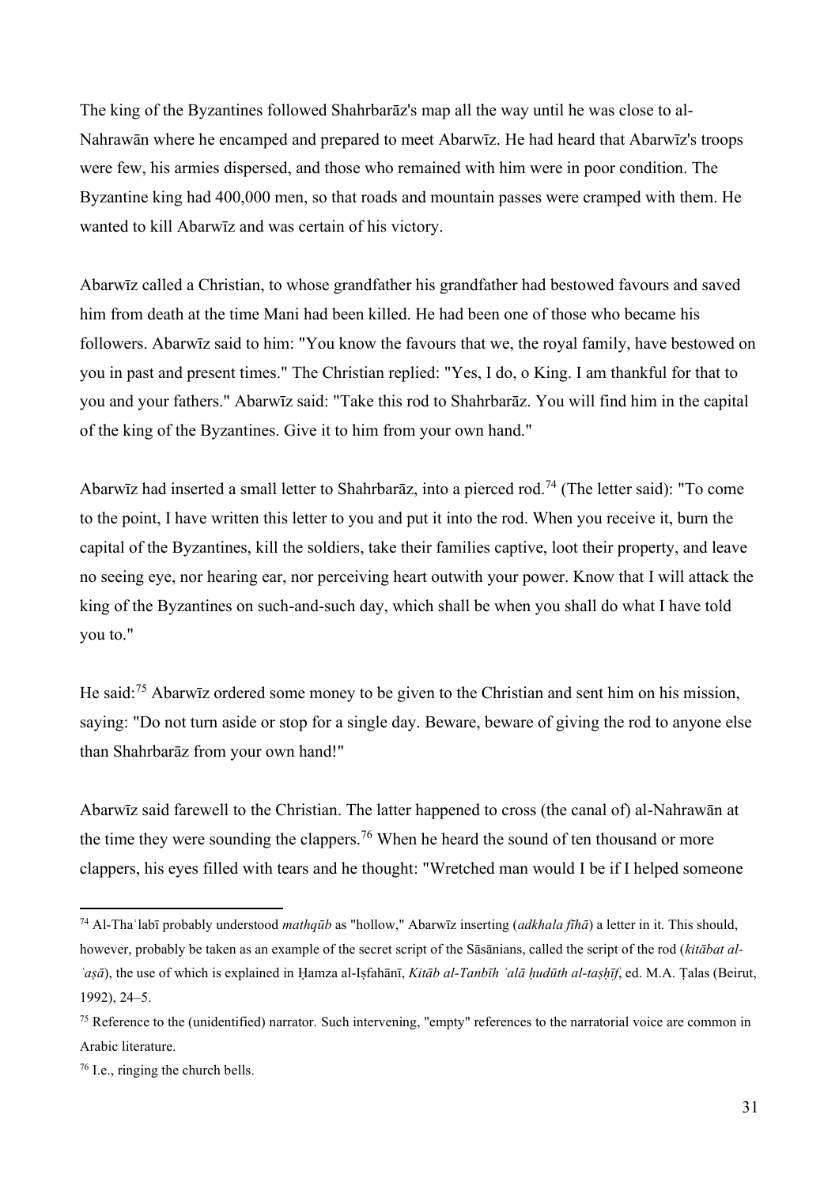The king of the Byzantines followed Shahrbarāz's map all the way until he was close to al-Nahrawān where he encamped and prepared to meet Abarwīz. He had heard that Abarwīz's troops were few, his armies dispersed, and those who remained with him were in poor condition. The Byzantine king had 400,000 men, so that roads and mountain passes were cramped with them. He wanted to kill Abarwīz and was certain of his victory.

Abarwīz called a Christian, to whose grandfather his grandfather had bestowed favours and saved him from death at the time Mani had been killed. He had been one of those who became his followers. Abarwīz said to him: "You know the favours that we, the royal family, have bestowed on you in past and present times." The Christian replied: "Yes, I do, o King. I am thankful for that to you and your fathers." Abarwīz said: "Take this rod to Shahrbarāz. You will find him in the capital of the king of the Byzantines. Give it to him from your own hand."

Abarwīz had inserted a small letter to Shahrbarāz, into a pierced rod.[74] (The letter said): "To come to the point, I have written this letter to you and put it into the rod. When you receive it, burn the capital of the Byzantines, kill the soldiers, take their families captive, loot their property, and leave no seeing eye, nor hearing ear, nor perceiving heart outwith your power. Know that I will attack the king of the Byzantines on such-and-such day, which shall be when you shall do what I have told you to."

He said:[75] Abarwīz ordered some money to be given to the Christian and sent him on his mission, saying: "Do not turn aside or stop for a single day. Beware, beware of giving the rod to anyone else than Shahrbarāz from your own hand!"

Abarwīz said farewell to the Christian. The latter happened to cross (the canal of) al-Nahrawān at the time they were sounding the clappers.[76] When he heard the sound of ten thousand or more clappers, his eyes filled with tears and he thought: "Wretched man would I be if I helped someone

---

[74] Al-Thaʿlabī probably understood *mathqūb* as "hollow," Abarwīz inserting (*adkhala fīhā*) a letter in it. This should, however, probably be taken as an example of the secret script of the Sāsānians, called the script of the rod (*kitābat al-ʿaṣā*), the use of which is explained in Ḥamza al-Iṣfahānī, *Kitāb al-Tanbīh ʿalā ḥudūth al-taṣḥīf*, ed. M.A. Ṭalas (Beirut, 1992), 24–5.

[75] Reference to the (unidentified) narrator. Such intervening, "empty" references to the narratorial voice are common in Arabic literature.

[76] I.e., ringing the church bells.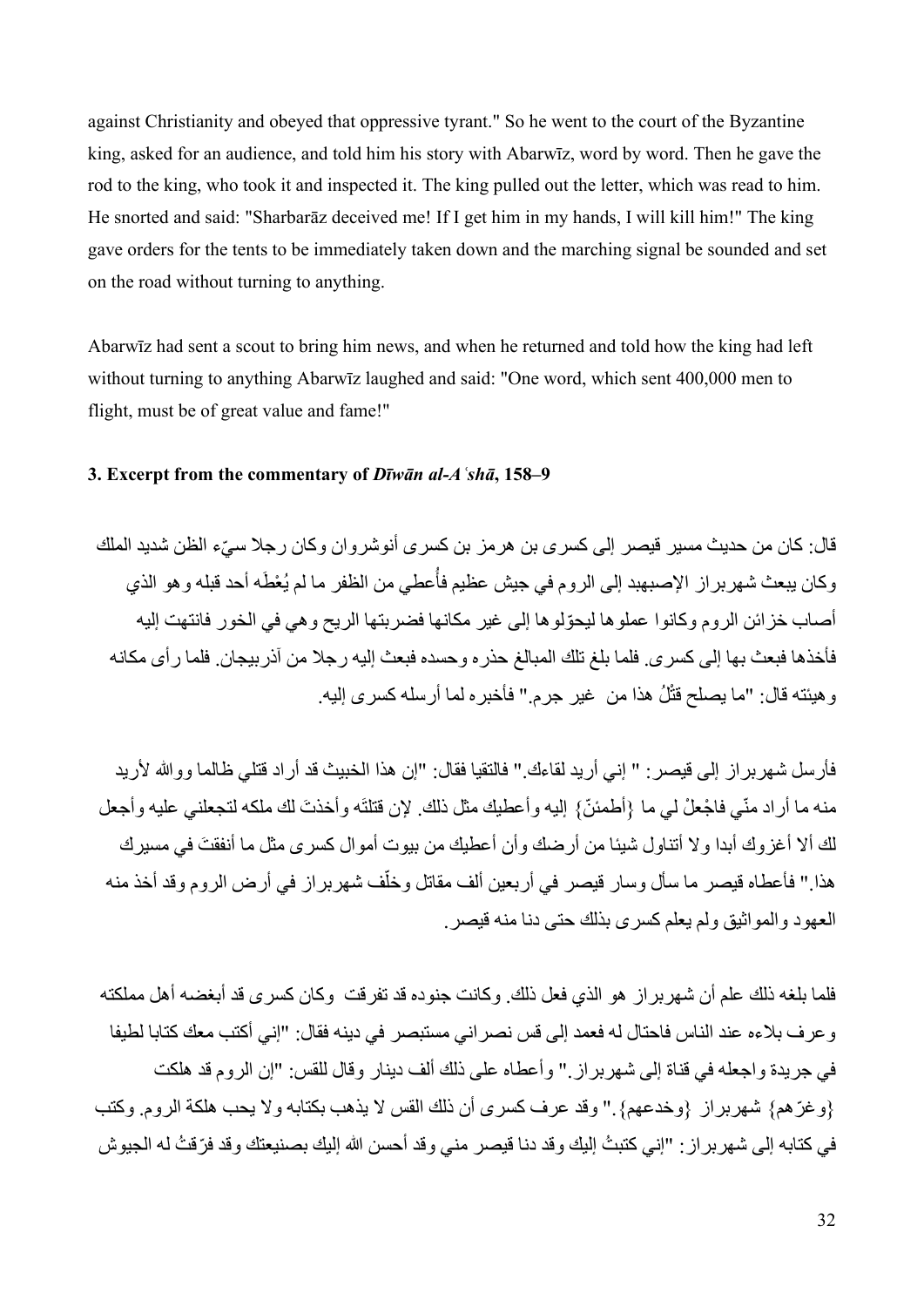against Christianity and obeyed that oppressive tyrant." So he went to the court of the Byzantine king, asked for an audience, and told him his story with Abarwīz, word by word. Then he gave the rod to the king, who took it and inspected it. The king pulled out the letter, which was read to him. He snorted and said: "Sharbarāz deceived me! If I get him in my hands, I will kill him!" The king gave orders for the tents to be immediately taken down and the marching signal be sounded and set on the road without turning to anything.

Abarwīz had sent a scout to bring him news, and when he returned and told how the king had left without turning to anything Abarwīz laughed and said: "One word, which sent 400,000 men to flight, must be of great value and fame!"

### 3. Excerpt from the commentary of *Dīwān al-Aʿshā*, 158–9

قال: كان من حديث مسير قيصر إلى كسرى بن هرمز بن كسرى أنوشروان وكان رجلا سيّء الظن شديد الملك وكان يبعث شهربراز الإصبهبد إلى الروم في جيش عظيم فأُعطي من الظفر ما لم يُعْطَه أحد قبله وهو الذي أصاب خزائن الروم وكانوا عملوها ليحوّلوها إلى غير مكانها فضربتها الريح وهي في الخور فانتهت إليه فأخذها فبعث بها إلى كسرى. فلما بلغ تلك المبالغ حذره وحسده فبعث إليه رجلا من آذربيجان. فلما رأى مكانه وهيئته قال: "ما يصلح قتْلُ هذا من غير جرم." فأخبره لما أرسله كسرى إليه.

فأرسل شهربراز إلى قيصر: " إني أريد لقاءك." فالتقيا فقال: "إن هذا الخبيث قد أراد قتلي ظالما ووالله لأريد منه ما أراد منّي فاجْعلْ لي ما {أطمئنّ} إليه وأعطيك مثل ذلك. لإن قتلتَه وأخذتَ لك ملكه لتجعلني عليه وأجعل لك ألا أغزوك أبدا ولا أتناول شيئا من أرضك وأن أعطيك من بيوت أموال كسرى مثل ما أنفقتَ في مسيرك هذا." فأعطاه قيصر ما سأل وسار قيصر في أربعين ألف مقاتل وخلّف شهربراز في أرض الروم وقد أخذ منه العهود والمواثيق ولم يعلم كسرى بذلك حتى دنا منه قيصر.

فلما بلغه ذلك علم أن شهربراز هو الذي فعل ذلك. وكانت جنوده قد تفرقت وكان كسرى قد أبغضه أهل مملكته وعرف بلاءه عند الناس فاحتال له فعمد إلى قس نصراني مستبصر في دينه فقال: "إني أكتب معك كتابا لطيفا في جريدة واجعله في قناة إلى شهربراز." وأعطاه على ذلك ألف دينار وقال للقس: "إن الروم قد هلكت {وغرّهم} شهربراز {وخدعهم}." وقد عرف كسرى أن ذلك القس لا يذهب بكتابه ولا يحب هلكة الروم. وكتب في كتابه إلى شهربراز: "إني كتبتُ إليك وقد دنا قيصر مني وقد أحسن الله إليك بصنيعتك وقد فرّقتُ له الجيوش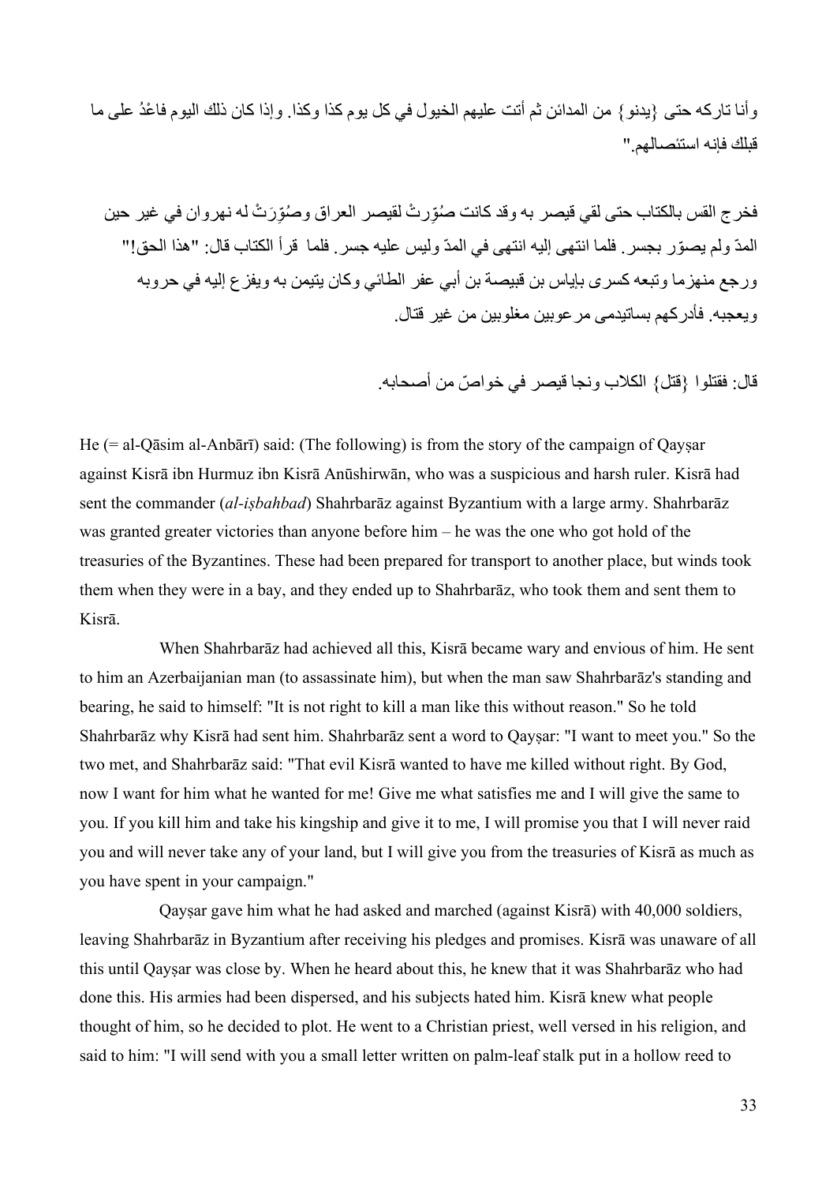وأنا تاركه حتى {يدنو} من المدائن ثم أتت عليهم الخيول في كل يوم كذا وكذا. وإذا كان ذلك اليوم فاعْدُ على ما قبلك فإنه استئصالهم."

فخرج القس بالكتاب حتى لقي قيصر به وقد كانت صُوِّرتْ لقيصر العراق وصُوِّرَتْ له نهروان في غير حين المدّ ولم يصوّر بجسر. فلما انتهى إليه انتهى في المدّ وليس عليه جسر. فلما قرأ الكتاب قال: "هذا الحق!" ورجع منهزما وتبعه كسرى بإياس بن قبيصة بن أبي عفر الطائي وكان يتيمن به ويفزع إليه في حروبه ويعجبه. فأدركهم بساتيدمى مرعوبين مغلوبين من غير قتال.

قال: فقتلوا {قتل} الكلاب ونجا قيصر في خواصّ من أصحابه.

He (= al-Qāsim al-Anbārī) said: (The following) is from the story of the campaign of Qayṣar against Kisrā ibn Hurmuz ibn Kisrā Anūshirwān, who was a suspicious and harsh ruler. Kisrā had sent the commander (*al-iṣbahbad*) Shahrbarāz against Byzantium with a large army. Shahrbarāz was granted greater victories than anyone before him – he was the one who got hold of the treasuries of the Byzantines. These had been prepared for transport to another place, but winds took them when they were in a bay, and they ended up to Shahrbarāz, who took them and sent them to Kisrā.

When Shahrbarāz had achieved all this, Kisrā became wary and envious of him. He sent to him an Azerbaijanian man (to assassinate him), but when the man saw Shahrbarāz's standing and bearing, he said to himself: "It is not right to kill a man like this without reason." So he told Shahrbarāz why Kisrā had sent him. Shahrbarāz sent a word to Qayṣar: "I want to meet you." So the two met, and Shahrbarāz said: "That evil Kisrā wanted to have me killed without right. By God, now I want for him what he wanted for me! Give me what satisfies me and I will give the same to you. If you kill him and take his kingship and give it to me, I will promise you that I will never raid you and will never take any of your land, but I will give you from the treasuries of Kisrā as much as you have spent in your campaign."

Qayṣar gave him what he had asked and marched (against Kisrā) with 40,000 soldiers, leaving Shahrbarāz in Byzantium after receiving his pledges and promises. Kisrā was unaware of all this until Qayṣar was close by. When he heard about this, he knew that it was Shahrbarāz who had done this. His armies had been dispersed, and his subjects hated him. Kisrā knew what people thought of him, so he decided to plot. He went to a Christian priest, well versed in his religion, and said to him: "I will send with you a small letter written on palm-leaf stalk put in a hollow reed to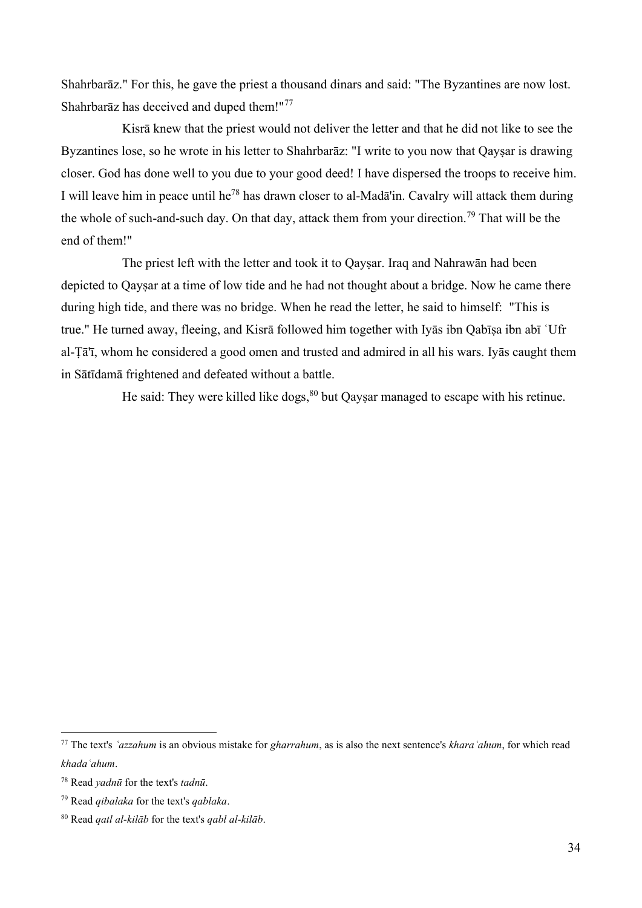Shahrbarāz." For this, he gave the priest a thousand dinars and said: "The Byzantines are now lost. Shahrbarāz has deceived and duped them!"[77]

Kisrā knew that the priest would not deliver the letter and that he did not like to see the Byzantines lose, so he wrote in his letter to Shahrbarāz: "I write to you now that Qayṣar is drawing closer. God has done well to you due to your good deed! I have dispersed the troops to receive him. I will leave him in peace until he[78] has drawn closer to al-Madā'in. Cavalry will attack them during the whole of such-and-such day. On that day, attack them from your direction.[79] That will be the end of them!"

The priest left with the letter and took it to Qayṣar. Iraq and Nahrawān had been depicted to Qayṣar at a time of low tide and he had not thought about a bridge. Now he came there during high tide, and there was no bridge. When he read the letter, he said to himself: "This is true." He turned away, fleeing, and Kisrā followed him together with Iyās ibn Qabīṣa ibn abī ʿUfr al-Ṭā'ī, whom he considered a good omen and trusted and admired in all his wars. Iyās caught them in Sātīdamā frightened and defeated without a battle.

He said: They were killed like dogs,[80] but Qayṣar managed to escape with his retinue.

---

[77] The text's *ʿazzahum* is an obvious mistake for *gharrahum*, as is also the next sentence's *kharaʿahum*, for which read *khadaʿahum*.

[78] Read *yadnū* for the text's *tadnū*.

[79] Read *qibalaka* for the text's *qablaka*.

[80] Read *qatl al-kilāb* for the text's *qabl al-kilāb*.